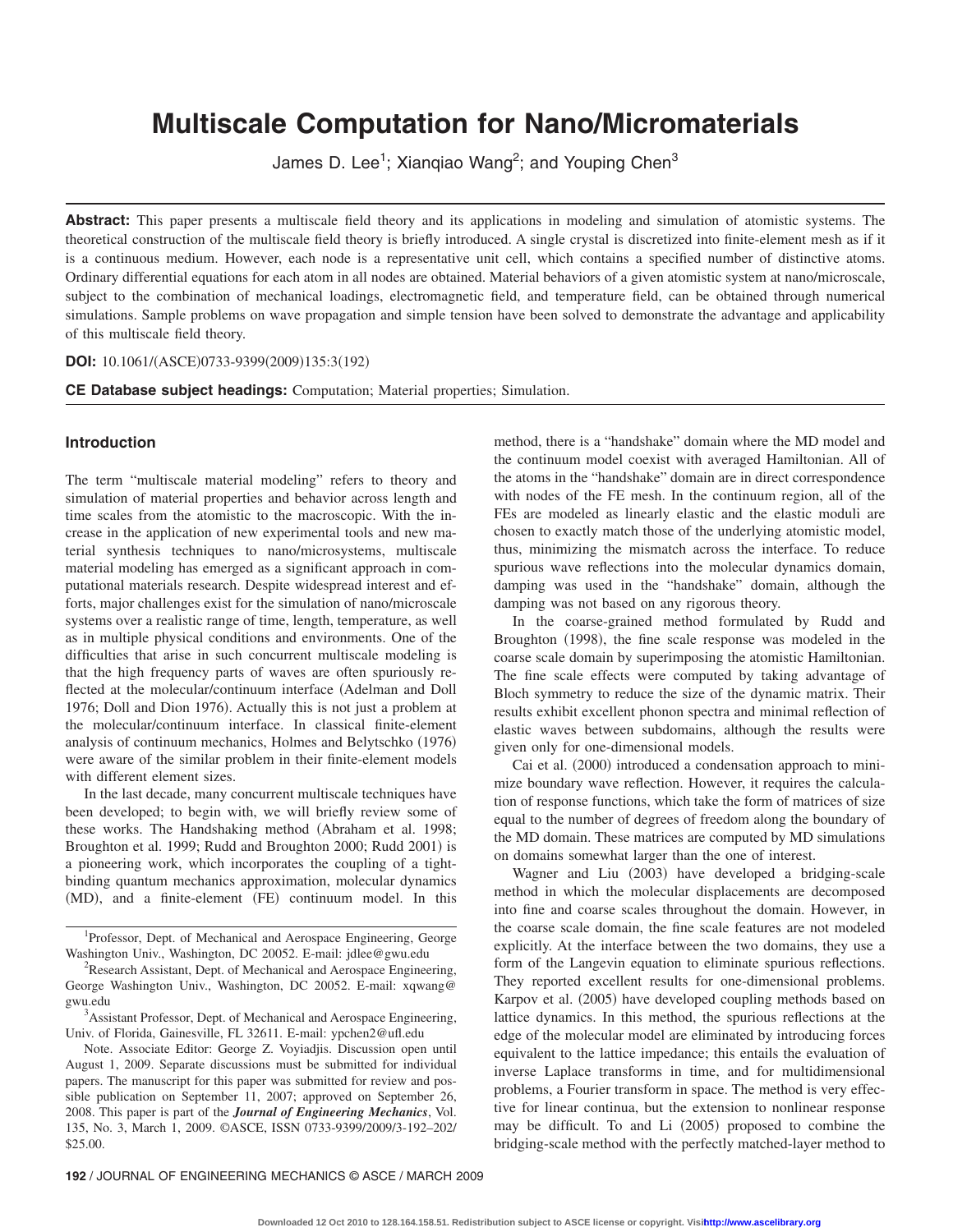# Multiscale Computation for Nano/Micromaterials

James D. Lee[1]; Xianqiao Wang[2]; and Youping Chen[3]

**Abstract:** This paper presents a multiscale field theory and its applications in modeling and simulation of atomistic systems. The theoretical construction of the multiscale field theory is briefly introduced. A single crystal is discretized into finite-element mesh as if it is a continuous medium. However, each node is a representative unit cell, which contains a specified number of distinctive atoms. Ordinary differential equations for each atom in all nodes are obtained. Material behaviors of a given atomistic system at nano/microscale, subject to the combination of mechanical loadings, electromagnetic field, and temperature field, can be obtained through numerical simulations. Sample problems on wave propagation and simple tension have been solved to demonstrate the advantage and applicability of this multiscale field theory.

**DOI:** 10.1061/(ASCE)0733-9399(2009)135:3(192)

**CE Database subject headings:** Computation; Material properties; Simulation.

## Introduction

The term "multiscale material modeling" refers to theory and simulation of material properties and behavior across length and time scales from the atomistic to the macroscopic. With the increase in the application of new experimental tools and new material synthesis techniques to nano/microsystems, multiscale material modeling has emerged as a significant approach in computational materials research. Despite widespread interest and efforts, major challenges exist for the simulation of nano/microscale systems over a realistic range of time, length, temperature, as well as in multiple physical conditions and environments. One of the difficulties that arise in such concurrent multiscale modeling is that the high frequency parts of waves are often spuriously reflected at the molecular/continuum interface (Adelman and Doll 1976; Doll and Dion 1976). Actually this is not just a problem at the molecular/continuum interface. In classical finite-element analysis of continuum mechanics, Holmes and Belytschko (1976) were aware of the similar problem in their finite-element models with different element sizes.

In the last decade, many concurrent multiscale techniques have been developed; to begin with, we will briefly review some of these works. The Handshaking method (Abraham et al. 1998; Broughton et al. 1999; Rudd and Broughton 2000; Rudd 2001) is a pioneering work, which incorporates the coupling of a tight-binding quantum mechanics approximation, molecular dynamics (MD), and a finite-element (FE) continuum model. In this method, there is a "handshake" domain where the MD model and the continuum model coexist with averaged Hamiltonian. All of the atoms in the "handshake" domain are in direct correspondence with nodes of the FE mesh. In the continuum region, all of the FEs are modeled as linearly elastic and the elastic moduli are chosen to exactly match those of the underlying atomistic model, thus, minimizing the mismatch across the interface. To reduce spurious wave reflections into the molecular dynamics domain, damping was used in the "handshake" domain, although the damping was not based on any rigorous theory.

In the coarse-grained method formulated by Rudd and Broughton (1998), the fine scale response was modeled in the coarse scale domain by superimposing the atomistic Hamiltonian. The fine scale effects were computed by taking advantage of Bloch symmetry to reduce the size of the dynamic matrix. Their results exhibit excellent phonon spectra and minimal reflection of elastic waves between subdomains, although the results were given only for one-dimensional models.

Cai et al. (2000) introduced a condensation approach to minimize boundary wave reflection. However, it requires the calculation of response functions, which take the form of matrices of size equal to the number of degrees of freedom along the boundary of the MD domain. These matrices are computed by MD simulations on domains somewhat larger than the one of interest.

Wagner and Liu (2003) have developed a bridging-scale method in which the molecular displacements are decomposed into fine and coarse scales throughout the domain. However, in the coarse scale domain, the fine scale features are not modeled explicitly. At the interface between the two domains, they use a form of the Langevin equation to eliminate spurious reflections. They reported excellent results for one-dimensional problems. Karpov et al. (2005) have developed coupling methods based on lattice dynamics. In this method, the spurious reflections at the edge of the molecular model are eliminated by introducing forces equivalent to the lattice impedance; this entails the evaluation of inverse Laplace transforms in time, and for multidimensional problems, a Fourier transform in space. The method is very effective for linear continua, but the extension to nonlinear response may be difficult. To and Li (2005) proposed to combine the bridging-scale method with the perfectly matched-layer method to

---

[1]Professor, Dept. of Mechanical and Aerospace Engineering, George Washington Univ., Washington, DC 20052. E-mail: jdlee@gwu.edu

[2]Research Assistant, Dept. of Mechanical and Aerospace Engineering, George Washington Univ., Washington, DC 20052. E-mail: xqwang@gwu.edu

[3]Assistant Professor, Dept. of Mechanical and Aerospace Engineering, Univ. of Florida, Gainesville, FL 32611. E-mail: ypchen2@ufl.edu

Note. Associate Editor: George Z. Voyiadjis. Discussion open until August 1, 2009. Separate discussions must be submitted for individual papers. The manuscript for this paper was submitted for review and possible publication on September 11, 2007; approved on September 26, 2008. This paper is part of the *Journal of Engineering Mechanics*, Vol. 135, No. 3, March 1, 2009. ©ASCE, ISSN 0733-9399/2009/3-192–202/$25.00.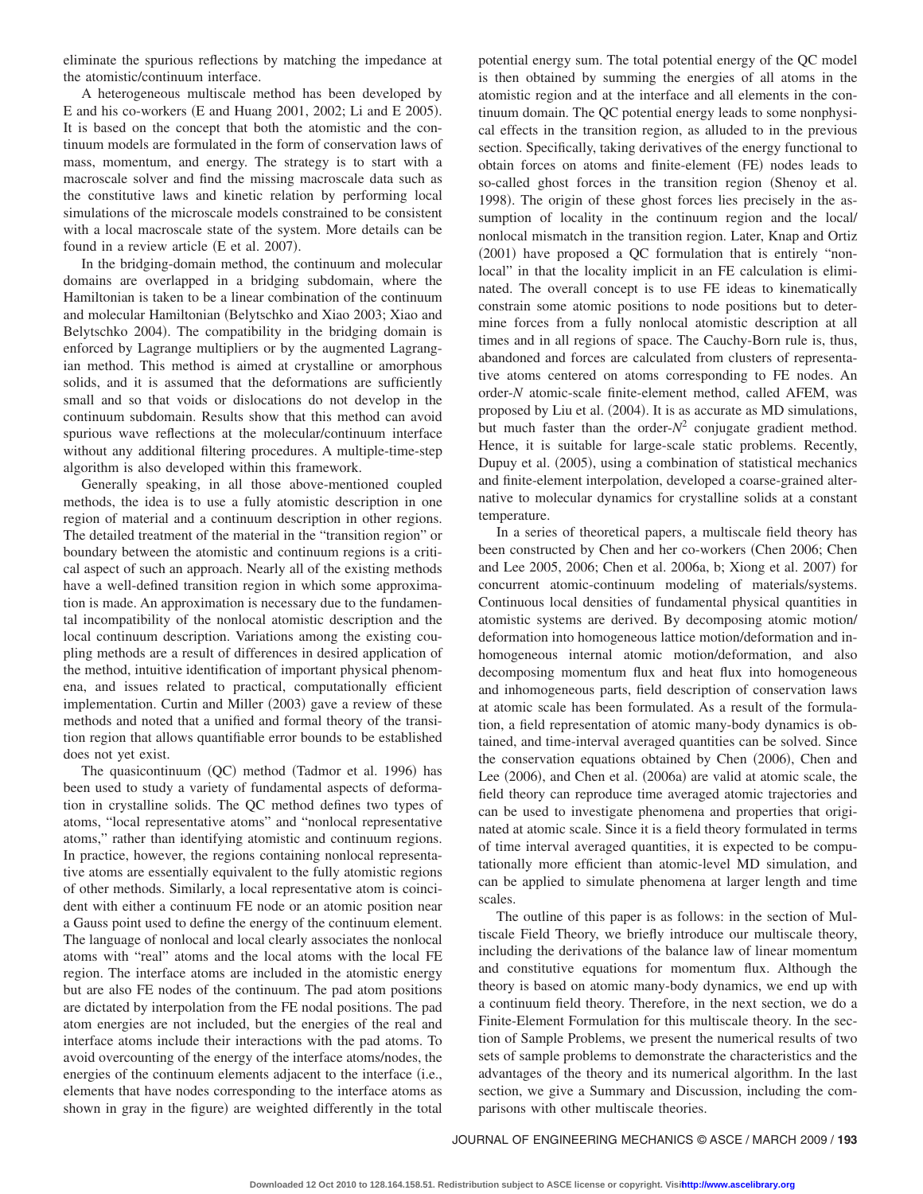eliminate the spurious reflections by matching the impedance at the atomistic/continuum interface.

A heterogeneous multiscale method has been developed by E and his co-workers (E and Huang 2001, 2002; Li and E 2005). It is based on the concept that both the atomistic and the continuum models are formulated in the form of conservation laws of mass, momentum, and energy. The strategy is to start with a macroscale solver and find the missing macroscale data such as the constitutive laws and kinetic relation by performing local simulations of the microscale models constrained to be consistent with a local macroscale state of the system. More details can be found in a review article (E et al. 2007).

In the bridging-domain method, the continuum and molecular domains are overlapped in a bridging subdomain, where the Hamiltonian is taken to be a linear combination of the continuum and molecular Hamiltonian (Belytschko and Xiao 2003; Xiao and Belytschko 2004). The compatibility in the bridging domain is enforced by Lagrange multipliers or by the augmented Lagrangian method. This method is aimed at crystalline or amorphous solids, and it is assumed that the deformations are sufficiently small and so that voids or dislocations do not develop in the continuum subdomain. Results show that this method can avoid spurious wave reflections at the molecular/continuum interface without any additional filtering procedures. A multiple-time-step algorithm is also developed within this framework.

Generally speaking, in all those above-mentioned coupled methods, the idea is to use a fully atomistic description in one region of material and a continuum description in other regions. The detailed treatment of the material in the "transition region" or boundary between the atomistic and continuum regions is a critical aspect of such an approach. Nearly all of the existing methods have a well-defined transition region in which some approximation is made. An approximation is necessary due to the fundamental incompatibility of the nonlocal atomistic description and the local continuum description. Variations among the existing coupling methods are a result of differences in desired application of the method, intuitive identification of important physical phenomena, and issues related to practical, computationally efficient implementation. Curtin and Miller (2003) gave a review of these methods and noted that a unified and formal theory of the transition region that allows quantifiable error bounds to be established does not yet exist.

The quasicontinuum (QC) method (Tadmor et al. 1996) has been used to study a variety of fundamental aspects of deformation in crystalline solids. The QC method defines two types of atoms, "local representative atoms" and "nonlocal representative atoms," rather than identifying atomistic and continuum regions. In practice, however, the regions containing nonlocal representative atoms are essentially equivalent to the fully atomistic regions of other methods. Similarly, a local representative atom is coincident with either a continuum FE node or an atomic position near a Gauss point used to define the energy of the continuum element. The language of nonlocal and local clearly associates the nonlocal atoms with "real" atoms and the local atoms with the local FE region. The interface atoms are included in the atomistic energy but are also FE nodes of the continuum. The pad atom positions are dictated by interpolation from the FE nodal positions. The pad atom energies are not included, but the energies of the real and interface atoms include their interactions with the pad atoms. To avoid overcounting of the energy of the interface atoms/nodes, the energies of the continuum elements adjacent to the interface (i.e., elements that have nodes corresponding to the interface atoms as shown in gray in the figure) are weighted differently in the total potential energy sum. The total potential energy of the QC model is then obtained by summing the energies of all atoms in the atomistic region and at the interface and all elements in the continuum domain. The QC potential energy leads to some nonphysical effects in the transition region, as alluded to in the previous section. Specifically, taking derivatives of the energy functional to obtain forces on atoms and finite-element (FE) nodes leads to so-called ghost forces in the transition region (Shenoy et al. 1998). The origin of these ghost forces lies precisely in the assumption of locality in the continuum region and the local/nonlocal mismatch in the transition region. Later, Knap and Ortiz (2001) have proposed a QC formulation that is entirely "nonlocal" in that the locality implicit in an FE calculation is eliminated. The overall concept is to use FE ideas to kinematically constrain some atomic positions to node positions but to determine forces from a fully nonlocal atomistic description at all times and in all regions of space. The Cauchy-Born rule is, thus, abandoned and forces are calculated from clusters of representative atoms centered on atoms corresponding to FE nodes. An order-$N$ atomic-scale finite-element method, called AFEM, was proposed by Liu et al. (2004). It is as accurate as MD simulations, but much faster than the order-$N^2$ conjugate gradient method. Hence, it is suitable for large-scale static problems. Recently, Dupuy et al. (2005), using a combination of statistical mechanics and finite-element interpolation, developed a coarse-grained alternative to molecular dynamics for crystalline solids at a constant temperature.

In a series of theoretical papers, a multiscale field theory has been constructed by Chen and her co-workers (Chen 2006; Chen and Lee 2005, 2006; Chen et al. 2006a, b; Xiong et al. 2007) for concurrent atomic-continuum modeling of materials/systems. Continuous local densities of fundamental physical quantities in atomistic systems are derived. By decomposing atomic motion/deformation into homogeneous lattice motion/deformation and inhomogeneous internal atomic motion/deformation, and also decomposing momentum flux and heat flux into homogeneous and inhomogeneous parts, field description of conservation laws at atomic scale has been formulated. As a result of the formulation, a field representation of atomic many-body dynamics is obtained, and time-interval averaged quantities can be solved. Since the conservation equations obtained by Chen (2006), Chen and Lee (2006), and Chen et al. (2006a) are valid at atomic scale, the field theory can reproduce time averaged atomic trajectories and can be used to investigate phenomena and properties that originated at atomic scale. Since it is a field theory formulated in terms of time interval averaged quantities, it is expected to be computationally more efficient than atomic-level MD simulation, and can be applied to simulate phenomena at larger length and time scales.

The outline of this paper is as follows: in the section of Multiscale Field Theory, we briefly introduce our multiscale theory, including the derivations of the balance law of linear momentum and constitutive equations for momentum flux. Although the theory is based on atomic many-body dynamics, we end up with a continuum field theory. Therefore, in the next section, we do a Finite-Element Formulation for this multiscale theory. In the section of Sample Problems, we present the numerical results of two sets of sample problems to demonstrate the characteristics and the advantages of the theory and its numerical algorithm. In the last section, we give a Summary and Discussion, including the comparisons with other multiscale theories.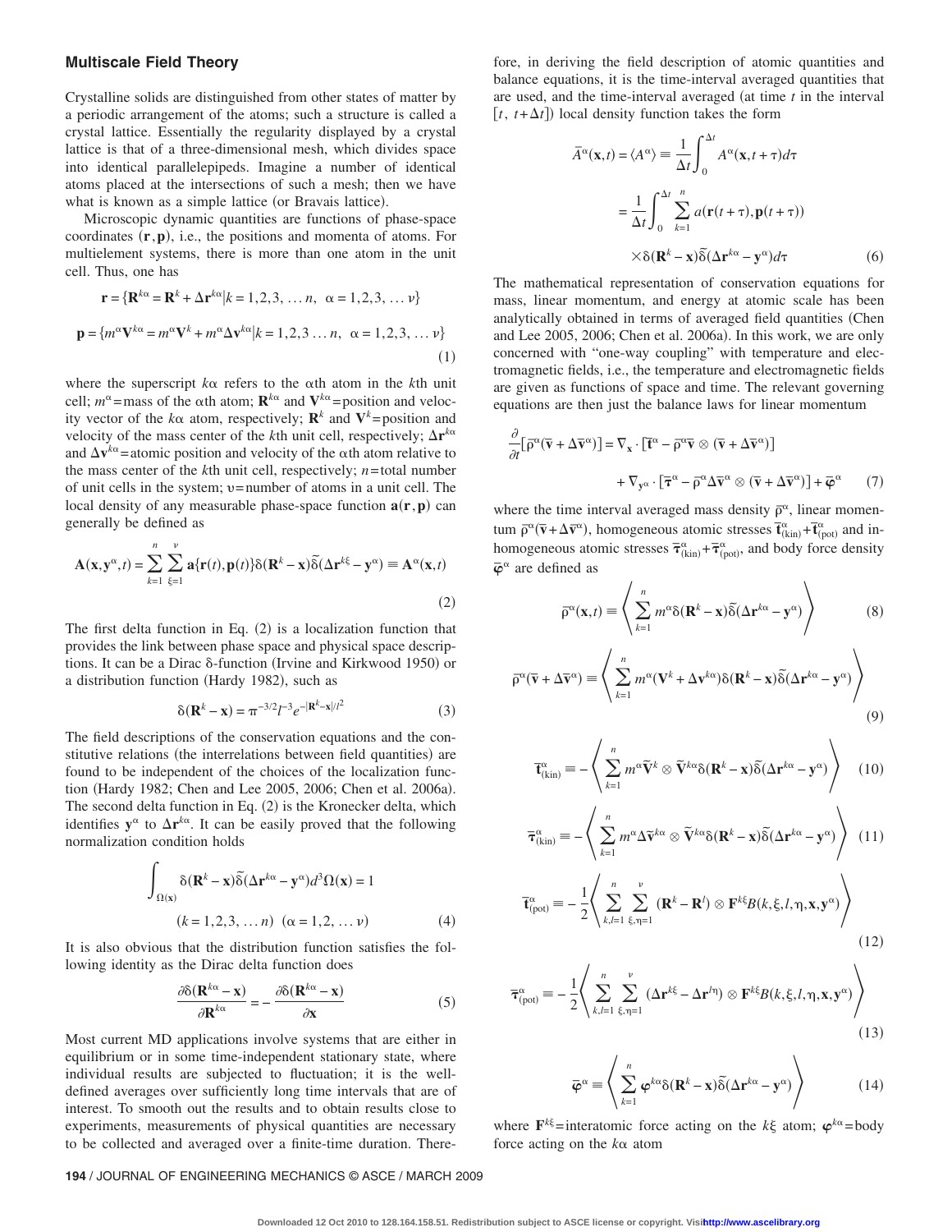### Multiscale Field Theory

Crystalline solids are distinguished from other states of matter by a periodic arrangement of the atoms; such a structure is called a crystal lattice. Essentially the regularity displayed by a crystal lattice is that of a three-dimensional mesh, which divides space into identical parallelepipeds. Imagine a number of identical atoms placed at the intersections of such a mesh; then we have what is known as a simple lattice (or Bravais lattice).

Microscopic dynamic quantities are functions of phase-space coordinates $(\mathbf{r},\mathbf{p})$, i.e., the positions and momenta of atoms. For multielement systems, there is more than one atom in the unit cell. Thus, one has

$$\mathbf{r} = \{\mathbf{R}^{k\alpha} = \mathbf{R}^k + \Delta\mathbf{r}^{k\alpha} | k = 1,2,3,\ldots n,\ \alpha = 1,2,3,\ldots \nu\}$$

$$\mathbf{p} = \{m^{\alpha}\mathbf{V}^{k\alpha} = m^{\alpha}\mathbf{V}^k + m^{\alpha}\Delta\mathbf{v}^{k\alpha} | k = 1,2,3\ldots n,\ \alpha = 1,2,3,\ldots \nu\} \tag{1}$$

where the superscript $k\alpha$ refers to the $\alpha$th atom in the $k$th unit cell; $m^{\alpha}$=mass of the $\alpha$th atom; $\mathbf{R}^{k\alpha}$ and $\mathbf{V}^{k\alpha}$=position and velocity vector of the $k\alpha$ atom, respectively; $\mathbf{R}^k$ and $\mathbf{V}^k$=position and velocity of the mass center of the $k$th unit cell, respectively; $\Delta\mathbf{r}^{k\alpha}$ and $\Delta\mathbf{v}^{k\alpha}$=atomic position and velocity of the $\alpha$th atom relative to the mass center of the $k$th unit cell, respectively; $n$=total number of unit cells in the system; $\upsilon$=number of atoms in a unit cell. The local density of any measurable phase-space function $\mathbf{a}(\mathbf{r},\mathbf{p})$ can generally be defined as

$$\mathbf{A}(\mathbf{x},\mathbf{y}^{\alpha},t) = \sum_{k=1}^{n}\sum_{\xi=1}^{\nu}\mathbf{a}\{\mathbf{r}(t),\mathbf{p}(t)\}\delta(\mathbf{R}^k - \mathbf{x})\tilde{\delta}(\Delta\mathbf{r}^{k\xi} - \mathbf{y}^{\alpha}) \equiv \mathbf{A}^{\alpha}(\mathbf{x},t) \tag{2}$$

The first delta function in Eq. (2) is a localization function that provides the link between phase space and physical space descriptions. It can be a Dirac $\delta$-function (Irvine and Kirkwood 1950) or a distribution function (Hardy 1982), such as

$$\delta(\mathbf{R}^k - \mathbf{x}) = \pi^{-3/2}l^{-3}e^{-|\mathbf{R}^k - \mathbf{x}|/l^2} \tag{3}$$

The field descriptions of the conservation equations and the constitutive relations (the interrelations between field quantities) are found to be independent of the choices of the localization function (Hardy 1982; Chen and Lee 2005, 2006; Chen et al. 2006a). The second delta function in Eq. (2) is the Kronecker delta, which identifies $\mathbf{y}^{\alpha}$ to $\Delta\mathbf{r}^{k\alpha}$. It can be easily proved that the following normalization condition holds

$$\int_{\Omega(\mathbf{x})}\delta(\mathbf{R}^k - \mathbf{x})\tilde{\delta}(\Delta\mathbf{r}^{k\alpha} - \mathbf{y}^{\alpha})d^3\Omega(\mathbf{x}) = 1$$

$$(k = 1,2,3,\ldots n)\ \ (\alpha = 1,2,\ldots \nu) \tag{4}$$

It is also obvious that the distribution function satisfies the following identity as the Dirac delta function does

$$\frac{\partial\delta(\mathbf{R}^{k\alpha} - \mathbf{x})}{\partial\mathbf{R}^{k\alpha}} = -\frac{\partial\delta(\mathbf{R}^{k\alpha} - \mathbf{x})}{\partial\mathbf{x}} \tag{5}$$

Most current MD applications involve systems that are either in equilibrium or in some time-independent stationary state, where individual results are subjected to fluctuation; it is the well-defined averages over sufficiently long time intervals that are of interest. To smooth out the results and to obtain results close to experiments, measurements of physical quantities are necessary to be collected and averaged over a finite-time duration. Therefore, in deriving the field description of atomic quantities and balance equations, it is the time-interval averaged quantities that are used, and the time-interval averaged (at time $t$ in the interval $[t, t+\Delta t]$) local density function takes the form

$$\bar{A}^{\alpha}(\mathbf{x},t) = \langle A^{\alpha}\rangle \equiv \frac{1}{\Delta t}\int_0^{\Delta t}A^{\alpha}(\mathbf{x},t+\tau)d\tau$$

$$= \frac{1}{\Delta t}\int_0^{\Delta t}\sum_{k=1}^{n}a(\mathbf{r}(t+\tau),\mathbf{p}(t+\tau))$$

$$\times\delta(\mathbf{R}^k - \mathbf{x})\tilde{\delta}(\Delta\mathbf{r}^{k\alpha} - \mathbf{y}^{\alpha})d\tau \tag{6}$$

The mathematical representation of conservation equations for mass, linear momentum, and energy at atomic scale has been analytically obtained in terms of averaged field quantities (Chen and Lee 2005, 2006; Chen et al. 2006a). In this work, we are only concerned with "one-way coupling" with temperature and electromagnetic fields, i.e., the temperature and electromagnetic fields are given as functions of space and time. The relevant governing equations are then just the balance laws for linear momentum

$$\frac{\partial}{\partial t}[\bar{\rho}^{\alpha}(\bar{\mathbf{v}} + \Delta\bar{\mathbf{v}}^{\alpha})] = \nabla_{\mathbf{x}}\cdot[\bar{\mathbf{t}}^{\alpha} - \bar{\rho}^{\alpha}\bar{\mathbf{v}}\otimes(\bar{\mathbf{v}} + \Delta\bar{\mathbf{v}}^{\alpha})]$$

$$+ \nabla_{\mathbf{y}^{\alpha}}\cdot[\bar{\boldsymbol{\tau}}^{\alpha} - \bar{\rho}^{\alpha}\Delta\bar{\mathbf{v}}^{\alpha}\otimes(\bar{\mathbf{v}} + \Delta\bar{\mathbf{v}}^{\alpha})] + \bar{\boldsymbol{\varphi}}^{\alpha} \tag{7}$$

where the time interval averaged mass density $\bar{\rho}^{\alpha}$, linear momentum $\bar{\rho}^{\alpha}(\bar{\mathbf{v}} + \Delta\bar{\mathbf{v}}^{\alpha})$, homogeneous atomic stresses $\bar{\mathbf{t}}^{\alpha}_{(\text{kin})} + \bar{\mathbf{t}}^{\alpha}_{(\text{pot})}$ and inhomogeneous atomic stresses $\bar{\boldsymbol{\tau}}^{\alpha}_{(\text{kin})} + \bar{\boldsymbol{\tau}}^{\alpha}_{(\text{pot})}$, and body force density $\bar{\boldsymbol{\varphi}}^{\alpha}$ are defined as

$$\bar{\rho}^{\alpha}(\mathbf{x},t) \equiv \left\langle\sum_{k=1}^{n}m^{\alpha}\delta(\mathbf{R}^k - \mathbf{x})\tilde{\delta}(\Delta\mathbf{r}^{k\alpha} - \mathbf{y}^{\alpha})\right\rangle \tag{8}$$

$$\bar{\rho}^{\alpha}(\bar{\mathbf{v}} + \Delta\bar{\mathbf{v}}^{\alpha}) \equiv \left\langle\sum_{k=1}^{n}m^{\alpha}(\mathbf{V}^k + \Delta\mathbf{v}^{k\alpha})\delta(\mathbf{R}^k - \mathbf{x})\tilde{\delta}(\Delta\mathbf{r}^{k\alpha} - \mathbf{y}^{\alpha})\right\rangle \tag{9}$$

$$\bar{\mathbf{t}}^{\alpha}_{(\text{kin})} \equiv -\left\langle\sum_{k=1}^{n}m^{\alpha}\tilde{\mathbf{V}}^{k}\otimes\tilde{\mathbf{V}}^{k\alpha}\delta(\mathbf{R}^k - \mathbf{x})\tilde{\delta}(\Delta\mathbf{r}^{k\alpha} - \mathbf{y}^{\alpha})\right\rangle \tag{10}$$

$$\bar{\boldsymbol{\tau}}^{\alpha}_{(\text{kin})} \equiv -\left\langle\sum_{k=1}^{n}m^{\alpha}\Delta\tilde{\mathbf{v}}^{k\alpha}\otimes\tilde{\mathbf{V}}^{k\alpha}\delta(\mathbf{R}^k - \mathbf{x})\tilde{\delta}(\Delta\mathbf{r}^{k\alpha} - \mathbf{y}^{\alpha})\right\rangle \tag{11}$$

$$\bar{\mathbf{t}}^{\alpha}_{(\text{pot})} \equiv -\frac{1}{2}\left\langle\sum_{k,l=1}^{n}\sum_{\xi,\eta=1}^{\nu}(\mathbf{R}^k - \mathbf{R}^l)\otimes\mathbf{F}^{k\xi}B(k,\xi,l,\eta,\mathbf{x},\mathbf{y}^{\alpha})\right\rangle \tag{12}$$

$$\bar{\boldsymbol{\tau}}^{\alpha}_{(\text{pot})} \equiv -\frac{1}{2}\left\langle\sum_{k,l=1}^{n}\sum_{\xi,\eta=1}^{\nu}(\Delta\mathbf{r}^{k\xi} - \Delta\mathbf{r}^{l\eta})\otimes\mathbf{F}^{k\xi}B(k,\xi,l,\eta,\mathbf{x},\mathbf{y}^{\alpha})\right\rangle \tag{13}$$

$$\bar{\boldsymbol{\varphi}}^{\alpha} \equiv \left\langle\sum_{k=1}^{n}\boldsymbol{\varphi}^{k\alpha}\delta(\mathbf{R}^k - \mathbf{x})\tilde{\delta}(\Delta\mathbf{r}^{k\alpha} - \mathbf{y}^{\alpha})\right\rangle \tag{14}$$

where $\mathbf{F}^{k\xi}$=interatomic force acting on the $k\xi$ atom; $\boldsymbol{\varphi}^{k\alpha}$=body force acting on the $k\alpha$ atom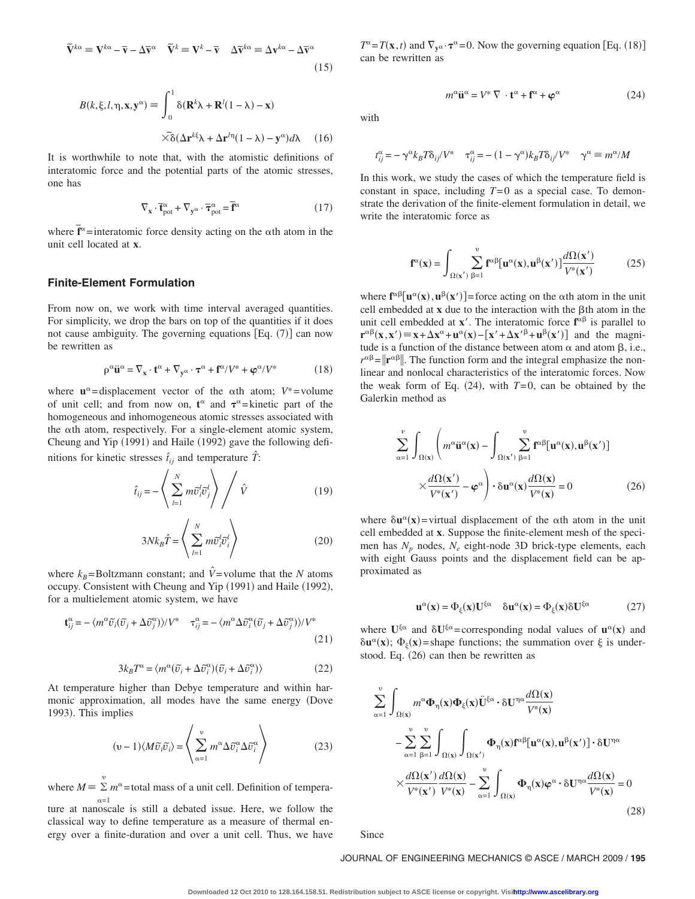$$\widetilde{\mathbf{V}}^{k\alpha} \equiv \mathbf{V}^{k\alpha} - \bar{\mathbf{v}} - \Delta\bar{\mathbf{v}}^{\alpha} \quad \widetilde{\mathbf{V}}^{k} \equiv \mathbf{V}^{k} - \bar{\mathbf{v}} \quad \Delta\widetilde{\mathbf{v}}^{k\alpha} \equiv \Delta\mathbf{v}^{k\alpha} - \Delta\bar{\mathbf{v}}^{\alpha} \tag{15}$$

$$B(k,\xi,l,\eta,\mathbf{x},\mathbf{y}^{\alpha}) \equiv \int_0^1 \delta(\mathbf{R}^k\lambda + \mathbf{R}^l(1-\lambda) - \mathbf{x}) \times \widetilde{\delta}(\Delta\mathbf{r}^{k\xi}\lambda + \Delta\mathbf{r}^{l\eta}(1-\lambda) - \mathbf{y}^{\alpha})d\lambda \tag{16}$$

It is worthwhile to note that, with the atomistic definitions of interatomic force and the potential parts of the atomic stresses, one has

$$\nabla_{\mathbf{x}} \cdot \bar{\mathbf{t}}^{\alpha}_{\text{pot}} + \nabla_{\mathbf{y}^{\alpha}} \cdot \bar{\boldsymbol{\tau}}^{\alpha}_{\text{pot}} = \bar{\mathbf{f}}^{\alpha} \tag{17}$$

where $\bar{\mathbf{f}}^{\alpha}$= interatomic force density acting on the $\alpha$th atom in the unit cell located at $\mathbf{x}$.

## Finite-Element Formulation

From now on, we work with time interval averaged quantities. For simplicity, we drop the bars on top of the quantities if it does not cause ambiguity. The governing equations [Eq. (7)] can now be rewritten as

$$\rho^{\alpha}\ddot{\mathbf{u}}^{\alpha} = \nabla_{\mathbf{x}} \cdot \mathbf{t}^{\alpha} + \nabla_{\mathbf{y}^{\alpha}} \cdot \boldsymbol{\tau}^{\alpha} + \mathbf{f}^{\alpha}/V^* + \boldsymbol{\varphi}^{\alpha}/V^* \tag{18}$$

where $\mathbf{u}^{\alpha}$= displacement vector of the $\alpha$th atom; $V^*$= volume of unit cell; and from now on, $\mathbf{t}^{\alpha}$ and $\boldsymbol{\tau}^{\alpha}$= kinetic part of the homogeneous and inhomogeneous atomic stresses associated with the $\alpha$th atom, respectively. For a single-element atomic system, Cheung and Yip (1991) and Haile (1992) gave the following definitions for kinetic stresses $\hat{t}_{ij}$ and temperature $\hat{T}$:

$$\hat{t}_{ij} = -\left\langle \sum_{l=1}^{N} m\widetilde{v}_i^l\widetilde{v}_j^l \right\rangle \bigg/ \hat{V} \tag{19}$$

$$3Nk_B\hat{T} = \left\langle \sum_{l=1}^{N} m\widetilde{v}_i^l\widetilde{v}_i^l \right\rangle \tag{20}$$

where $k_B$= Boltzmann constant; and $\hat{V}$= volume that the $N$ atoms occupy. Consistent with Cheung and Yip (1991) and Haile (1992), for a multielement atomic system, we have

$$\mathbf{t}^{\alpha}_{ij} = -\langle m^{\alpha}\widetilde{v}_i(\widetilde{v}_j + \Delta\widetilde{v}^{\alpha}_j)\rangle/V^* \quad \tau^{\alpha}_{ij} = -\langle m^{\alpha}\Delta\widetilde{v}^{\alpha}_i(\widetilde{v}_j + \Delta\widetilde{v}^{\alpha}_j)\rangle/V^* \tag{21}$$

$$3k_BT^{\alpha} = \langle m^{\alpha}(\widetilde{v}_i + \Delta\widetilde{v}^{\alpha}_i)(\widetilde{v}_i + \Delta\widetilde{v}^{\alpha}_i)\rangle \tag{22}$$

At temperature higher than Debye temperature and within harmonic approximation, all modes have the same energy (Dove 1993). This implies

$$(\upsilon - 1)\langle M\widetilde{v}_i\widetilde{v}_i\rangle = \left\langle \sum_{\alpha=1}^{\upsilon} m^{\alpha}\Delta\widetilde{v}^{\alpha}_i\Delta\widetilde{v}^{\alpha}_i \right\rangle \tag{23}$$

where $M \equiv \sum_{\alpha=1}^{\upsilon} m^{\alpha}$= total mass of a unit cell. Definition of temperature at nanoscale is still a debated issue. Here, we follow the classical way to define temperature as a measure of thermal energy over a finite-duration and over a unit cell. Thus, we have $T^{\alpha} = T(\mathbf{x},t)$ and $\nabla_{\mathbf{y}^{\alpha}} \cdot \boldsymbol{\tau}^{\alpha} = 0$. Now the governing equation [Eq. (18)] can be rewritten as

$$m^{\alpha}\ddot{\mathbf{u}}^{\alpha} = V^* \nabla \cdot \mathbf{t}^{\alpha} + \mathbf{f}^{\alpha} + \boldsymbol{\varphi}^{\alpha} \tag{24}$$

with

$$t^{\alpha}_{ij} = -\gamma^{\alpha}k_BT\delta_{ij}/V^* \quad \tau^{\alpha}_{ij} = -(1-\gamma^{\alpha})k_BT\delta_{ij}/V^* \quad \gamma^{\alpha} \equiv m^{\alpha}/M$$

In this work, we study the cases of which the temperature field is constant in space, including $T=0$ as a special case. To demonstrate the derivation of the finite-element formulation in detail, we write the interatomic force as

$$\mathbf{f}^{\alpha}(\mathbf{x}) = \int_{\Omega(\mathbf{x}')} \sum_{\beta=1}^{\upsilon} \mathbf{f}^{\alpha\beta}[\mathbf{u}^{\alpha}(\mathbf{x}),\mathbf{u}^{\beta}(\mathbf{x}')]\frac{d\Omega(\mathbf{x}')}{V^*(\mathbf{x}')} \tag{25}$$

where $\mathbf{f}^{\alpha\beta}[\mathbf{u}^{\alpha}(\mathbf{x}),\mathbf{u}^{\beta}(\mathbf{x}')]$= force acting on the $\alpha$th atom in the unit cell embedded at $\mathbf{x}$ due to the interaction with the $\beta$th atom in the unit cell embedded at $\mathbf{x}'$. The interatomic force $\mathbf{f}^{\alpha\beta}$ is parallel to $\mathbf{r}^{\alpha\beta}(\mathbf{x},\mathbf{x}') \equiv \mathbf{x} + \Delta\mathbf{x}^{\alpha} + \mathbf{u}^{\alpha}(\mathbf{x}) - [\mathbf{x}' + \Delta\mathbf{x}'^{\beta} + \mathbf{u}^{\beta}(\mathbf{x}')]$ and the magnitude is a function of the distance between atom $\alpha$ and atom $\beta$, i.e., $r^{\alpha\beta} = \|\mathbf{r}^{\alpha\beta}\|$. The function form and the integral emphasize the nonlinear and nonlocal characteristics of the interatomic forces. Now the weak form of Eq. (24), with $T=0$, can be obtained by the Galerkin method as

$$\sum_{\alpha=1}^{\nu} \int_{\Omega(\mathbf{x})} \left( m^{\alpha}\ddot{\mathbf{u}}^{\alpha}(\mathbf{x}) - \int_{\Omega(\mathbf{x}')} \sum_{\beta=1}^{\upsilon} \mathbf{f}^{\alpha\beta}[\mathbf{u}^{\alpha}(\mathbf{x}),\mathbf{u}^{\beta}(\mathbf{x}')] \times \frac{d\Omega(\mathbf{x}')}{V^*(\mathbf{x}')} - \boldsymbol{\varphi}^{\alpha} \right) \cdot \delta\mathbf{u}^{\alpha}(\mathbf{x})\frac{d\Omega(\mathbf{x})}{V^*(\mathbf{x})} = 0 \tag{26}$$

where $\delta\mathbf{u}^{\alpha}(\mathbf{x})$= virtual displacement of the $\alpha$th atom in the unit cell embedded at $\mathbf{x}$. Suppose the finite-element mesh of the specimen has $N_p$ nodes, $N_e$ eight-node 3D brick-type elements, each with eight Gauss points and the displacement field can be approximated as

$$\mathbf{u}^{\alpha}(\mathbf{x}) = \Phi_{\xi}(\mathbf{x})\mathbf{U}^{\xi\alpha} \quad \delta\mathbf{u}^{\alpha}(\mathbf{x}) = \Phi_{\xi}(\mathbf{x})\delta\mathbf{U}^{\xi\alpha} \tag{27}$$

where $\mathbf{U}^{\xi\alpha}$ and $\delta\mathbf{U}^{\xi\alpha}$= corresponding nodal values of $\mathbf{u}^{\alpha}(\mathbf{x})$ and $\delta\mathbf{u}^{\alpha}(\mathbf{x})$; $\Phi_{\xi}(\mathbf{x})$= shape functions; the summation over $\xi$ is understood. Eq. (26) can then be rewritten as

$$\sum_{\alpha=1}^{\upsilon} \int_{\Omega(\mathbf{x})} m^{\alpha}\boldsymbol{\Phi}_{\eta}(\mathbf{x})\boldsymbol{\Phi}_{\xi}(\mathbf{x})\ddot{\mathbf{U}}^{\xi\alpha} \cdot \delta\mathbf{U}^{\eta\alpha}\frac{d\Omega(\mathbf{x})}{V^*(\mathbf{x})} - \sum_{\alpha=1}^{\upsilon}\sum_{\beta=1}^{\upsilon} \int_{\Omega(\mathbf{x})}\int_{\Omega(\mathbf{x}')} \boldsymbol{\Phi}_{\eta}(\mathbf{x})\mathbf{f}^{\alpha\beta}[\mathbf{u}^{\alpha}(\mathbf{x}),\mathbf{u}^{\beta}(\mathbf{x}')] \cdot \delta\mathbf{U}^{\eta\alpha} \times \frac{d\Omega(\mathbf{x}')}{V^*(\mathbf{x}')}\frac{d\Omega(\mathbf{x})}{V^*(\mathbf{x})} - \sum_{\alpha=1}^{\upsilon} \int_{\Omega(\mathbf{x})} \boldsymbol{\Phi}_{\eta}(\mathbf{x})\boldsymbol{\varphi}^{\alpha} \cdot \delta\mathbf{U}^{\eta\alpha}\frac{d\Omega(\mathbf{x})}{V^*(\mathbf{x})} = 0 \tag{28}$$

Since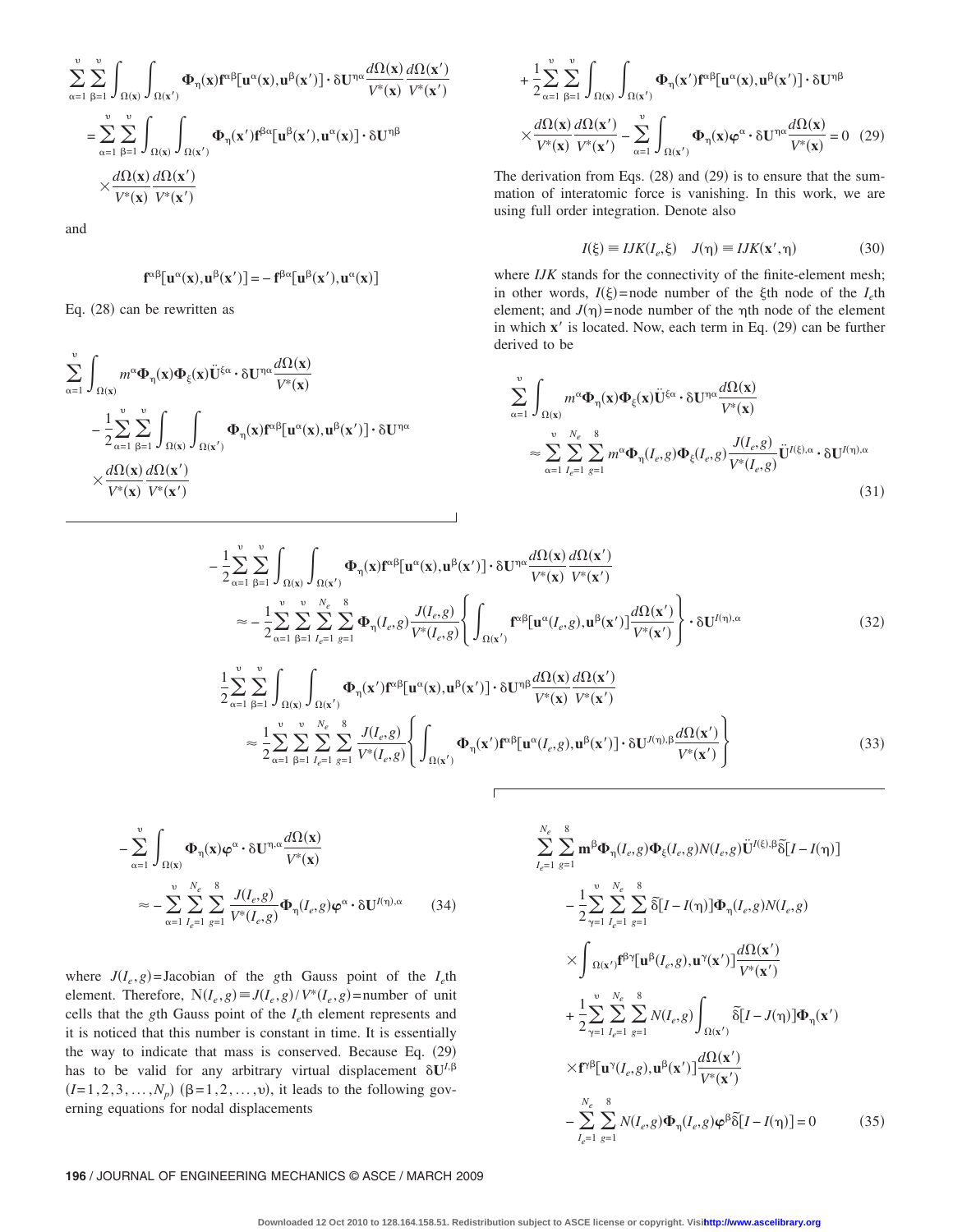$$\sum_{\alpha=1}^{\upsilon}\sum_{\beta=1}^{\upsilon}\int_{\Omega(\mathbf{x})}\int_{\Omega(\mathbf{x}')}\mathbf{\Phi}_{\eta}(\mathbf{x})\mathbf{f}^{\alpha\beta}[\mathbf{u}^{\alpha}(\mathbf{x}),\mathbf{u}^{\beta}(\mathbf{x}')]\cdot\delta\mathbf{U}^{\eta\alpha}\frac{d\Omega(\mathbf{x})}{V^{*}(\mathbf{x})}\frac{d\Omega(\mathbf{x}')}{V^{*}(\mathbf{x}')}$$

$$=\sum_{\alpha=1}^{\upsilon}\sum_{\beta=1}^{\upsilon}\int_{\Omega(\mathbf{x})}\int_{\Omega(\mathbf{x}')}\mathbf{\Phi}_{\eta}(\mathbf{x}')\mathbf{f}^{\beta\alpha}[\mathbf{u}^{\beta}(\mathbf{x}'),\mathbf{u}^{\alpha}(\mathbf{x})]\cdot\delta\mathbf{U}^{\eta\beta}\times\frac{d\Omega(\mathbf{x})}{V^{*}(\mathbf{x})}\frac{d\Omega(\mathbf{x}')}{V^{*}(\mathbf{x}')}$$

and

$$\mathbf{f}^{\alpha\beta}[\mathbf{u}^{\alpha}(\mathbf{x}),\mathbf{u}^{\beta}(\mathbf{x}')]=-\mathbf{f}^{\beta\alpha}[\mathbf{u}^{\beta}(\mathbf{x}'),\mathbf{u}^{\alpha}(\mathbf{x})]$$

Eq. (28) can be rewritten as

$$\sum_{\alpha=1}^{\upsilon}\int_{\Omega(\mathbf{x})}m^{\alpha}\mathbf{\Phi}_{\eta}(\mathbf{x})\mathbf{\Phi}_{\xi}(\mathbf{x})\ddot{\mathbf{U}}^{\xi\alpha}\cdot\delta\mathbf{U}^{\eta\alpha}\frac{d\Omega(\mathbf{x})}{V^{*}(\mathbf{x})}-\frac{1}{2}\sum_{\alpha=1}^{\upsilon}\sum_{\beta=1}^{\upsilon}\int_{\Omega(\mathbf{x})}\int_{\Omega(\mathbf{x}')}\mathbf{\Phi}_{\eta}(\mathbf{x})\mathbf{f}^{\alpha\beta}[\mathbf{u}^{\alpha}(\mathbf{x}),\mathbf{u}^{\beta}(\mathbf{x}')]\cdot\delta\mathbf{U}^{\eta\alpha}\times\frac{d\Omega(\mathbf{x})}{V^{*}(\mathbf{x})}\frac{d\Omega(\mathbf{x}')}{V^{*}(\mathbf{x}')}$$

$$+\frac{1}{2}\sum_{\alpha=1}^{\upsilon}\sum_{\beta=1}^{\upsilon}\int_{\Omega(\mathbf{x})}\int_{\Omega(\mathbf{x}')}\mathbf{\Phi}_{\eta}(\mathbf{x}')\mathbf{f}^{\alpha\beta}[\mathbf{u}^{\alpha}(\mathbf{x}),\mathbf{u}^{\beta}(\mathbf{x}')]\cdot\delta\mathbf{U}^{\eta\beta}\times\frac{d\Omega(\mathbf{x})}{V^{*}(\mathbf{x})}\frac{d\Omega(\mathbf{x}')}{V^{*}(\mathbf{x}')}-\sum_{\alpha=1}^{\upsilon}\int_{\Omega(\mathbf{x}')}\mathbf{\Phi}_{\eta}(\mathbf{x})\boldsymbol{\varphi}^{\alpha}\cdot\delta\mathbf{U}^{\eta\alpha}\frac{d\Omega(\mathbf{x})}{V^{*}(\mathbf{x})}=0 \quad (29)$$

The derivation from Eqs. (28) and (29) is to ensure that the summation of interatomic force is vanishing. In this work, we are using full order integration. Denote also

$$I(\xi)\equiv IJK(I_e,\xi)\quad J(\eta)\equiv IJK(\mathbf{x}',\eta) \quad (30)$$

where $IJK$ stands for the connectivity of the finite-element mesh; in other words, $I(\xi)$=node number of the $\xi$th node of the $I_e$th element; and $J(\eta)$=node number of the $\eta$th node of the element in which $\mathbf{x}'$ is located. Now, each term in Eq. (29) can be further derived to be

$$\sum_{\alpha=1}^{\upsilon}\int_{\Omega(\mathbf{x})}m^{\alpha}\mathbf{\Phi}_{\eta}(\mathbf{x})\mathbf{\Phi}_{\xi}(\mathbf{x})\ddot{\mathbf{U}}^{\xi\alpha}\cdot\delta\mathbf{U}^{\eta\alpha}\frac{d\Omega(\mathbf{x})}{V^{*}(\mathbf{x})}\approx\sum_{\alpha=1}^{\upsilon}\sum_{I_e=1}^{N_e}\sum_{g=1}^{8}m^{\alpha}\mathbf{\Phi}_{\eta}(I_e,g)\mathbf{\Phi}_{\xi}(I_e,g)\frac{J(I_e,g)}{V^{*}(I_e,g)}\ddot{\mathbf{U}}^{I(\xi),\alpha}\cdot\delta\mathbf{U}^{I(\eta),\alpha} \quad (31)$$

$$-\frac{1}{2}\sum_{\alpha=1}^{\upsilon}\sum_{\beta=1}^{\upsilon}\int_{\Omega(\mathbf{x})}\int_{\Omega(\mathbf{x}')}\mathbf{\Phi}_{\eta}(\mathbf{x})\mathbf{f}^{\alpha\beta}[\mathbf{u}^{\alpha}(\mathbf{x}),\mathbf{u}^{\beta}(\mathbf{x}')]\cdot\delta\mathbf{U}^{\eta\alpha}\frac{d\Omega(\mathbf{x})}{V^{*}(\mathbf{x})}\frac{d\Omega(\mathbf{x}')}{V^{*}(\mathbf{x}')}\approx-\frac{1}{2}\sum_{\alpha=1}^{\upsilon}\sum_{\beta=1}^{\upsilon}\sum_{I_e=1}^{N_e}\sum_{g=1}^{8}\mathbf{\Phi}_{\eta}(I_e,g)\frac{J(I_e,g)}{V^{*}(I_e,g)}\left\{\int_{\Omega(\mathbf{x}')}\mathbf{f}^{\alpha\beta}[\mathbf{u}^{\alpha}(I_e,g),\mathbf{u}^{\beta}(\mathbf{x}')]\frac{d\Omega(\mathbf{x}')}{V^{*}(\mathbf{x}')}\right\}\cdot\delta\mathbf{U}^{I(\eta),\alpha} \quad (32)$$

$$\frac{1}{2}\sum_{\alpha=1}^{\upsilon}\sum_{\beta=1}^{\upsilon}\int_{\Omega(\mathbf{x})}\int_{\Omega(\mathbf{x}')}\mathbf{\Phi}_{\eta}(\mathbf{x}')\mathbf{f}^{\alpha\beta}[\mathbf{u}^{\alpha}(\mathbf{x}),\mathbf{u}^{\beta}(\mathbf{x}')]\cdot\delta\mathbf{U}^{\eta\beta}\frac{d\Omega(\mathbf{x})}{V^{*}(\mathbf{x})}\frac{d\Omega(\mathbf{x}')}{V^{*}(\mathbf{x}')}\approx\frac{1}{2}\sum_{\alpha=1}^{\upsilon}\sum_{\beta=1}^{\upsilon}\sum_{I_e=1}^{N_e}\sum_{g=1}^{8}\frac{J(I_e,g)}{V^{*}(I_e,g)}\left\{\int_{\Omega(\mathbf{x}')}\mathbf{\Phi}_{\eta}(\mathbf{x}')\mathbf{f}^{\alpha\beta}[\mathbf{u}^{\alpha}(I_e,g),\mathbf{u}^{\beta}(\mathbf{x}')]\cdot\delta\mathbf{U}^{J(\eta),\beta}\frac{d\Omega(\mathbf{x}')}{V^{*}(\mathbf{x}')}\right\} \quad (33)$$

$$-\sum_{\alpha=1}^{\upsilon}\int_{\Omega(\mathbf{x})}\mathbf{\Phi}_{\eta}(\mathbf{x})\boldsymbol{\varphi}^{\alpha}\cdot\delta\mathbf{U}^{\eta,\alpha}\frac{d\Omega(\mathbf{x})}{V^{*}(\mathbf{x})}\approx-\sum_{\alpha=1}^{\upsilon}\sum_{I_e=1}^{N_e}\sum_{g=1}^{8}\frac{J(I_e,g)}{V^{*}(I_e,g)}\mathbf{\Phi}_{\eta}(I_e,g)\boldsymbol{\varphi}^{\alpha}\cdot\delta\mathbf{U}^{I(\eta),\alpha} \quad (34)$$

where $J(I_e,g)$=Jacobian of the $g$th Gauss point of the $I_e$th element. Therefore, $N(I_e,g)\equiv J(I_e,g)/V^{*}(I_e,g)$=number of unit cells that the $g$th Gauss point of the $I_e$th element represents and it is noticed that this number is constant in time. It is essentially the way to indicate that mass is conserved. Because Eq. (29) has to be valid for any arbitrary virtual displacement $\delta\mathbf{U}^{I,\beta}$ $(I=1,2,3,\ldots,N_p)$ $(\beta=1,2,\ldots,\upsilon)$, it leads to the following governing equations for nodal displacements

$$\sum_{I_e=1}^{N_e}\sum_{g=1}^{8}\mathbf{m}^{\beta}\mathbf{\Phi}_{\eta}(I_e,g)\mathbf{\Phi}_{\xi}(I_e,g)N(I_e,g)\ddot{\mathbf{U}}^{I(\xi),\beta}\tilde{\delta}[I-I(\eta)]-\frac{1}{2}\sum_{\gamma=1}^{\upsilon}\sum_{I_e=1}^{N_e}\sum_{g=1}^{8}\tilde{\delta}[I-I(\eta)]\mathbf{\Phi}_{\eta}(I_e,g)N(I_e,g)\times\int_{\Omega(\mathbf{x}')}\mathbf{f}^{\beta\gamma}[\mathbf{u}^{\beta}(I_e,g),\mathbf{u}^{\gamma}(\mathbf{x}')]\frac{d\Omega(\mathbf{x}')}{V^{*}(\mathbf{x}')}$$

$$+\frac{1}{2}\sum_{\gamma=1}^{\upsilon}\sum_{I_e=1}^{N_e}\sum_{g=1}^{8}N(I_e,g)\int_{\Omega(\mathbf{x}')}\tilde{\delta}[I-J(\eta)]\mathbf{\Phi}_{\eta}(\mathbf{x}')\times\mathbf{f}^{\gamma\beta}[\mathbf{u}^{\gamma}(I_e,g),\mathbf{u}^{\beta}(\mathbf{x}')]\frac{d\Omega(\mathbf{x}')}{V^{*}(\mathbf{x}')}-\sum_{I_e=1}^{N_e}\sum_{g=1}^{8}N(I_e,g)\mathbf{\Phi}_{\eta}(I_e,g)\boldsymbol{\varphi}^{\beta}\tilde{\delta}[I-I(\eta)]=0 \quad (35)$$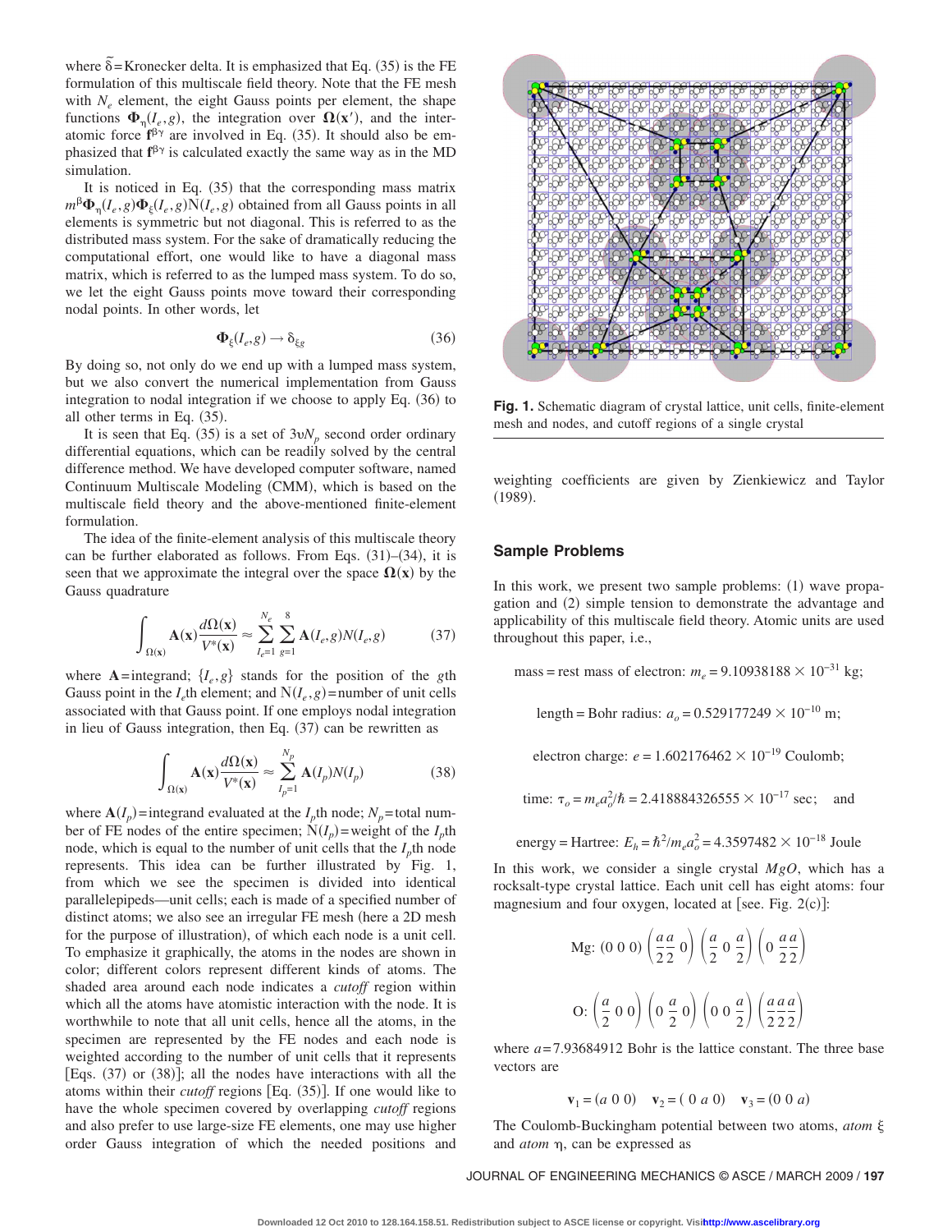where $\tilde{\delta}$=Kronecker delta. It is emphasized that Eq. (35) is the FE formulation of this multiscale field theory. Note that the FE mesh with $N_e$ element, the eight Gauss points per element, the shape functions $\mathbf{\Phi}_\eta(I_e,g)$, the integration over $\mathbf{\Omega}(\mathbf{x}')$, and the interatomic force $\mathbf{f}^{\beta\gamma}$ are involved in Eq. (35). It should also be emphasized that $\mathbf{f}^{\beta\gamma}$ is calculated exactly the same way as in the MD simulation.

It is noticed in Eq. (35) that the corresponding mass matrix $m^\beta \mathbf{\Phi}_\eta(I_e,g)\mathbf{\Phi}_\xi(I_e,g)\mathrm{N}(I_e,g)$ obtained from all Gauss points in all elements is symmetric but not diagonal. This is referred to as the distributed mass system. For the sake of dramatically reducing the computational effort, one would like to have a diagonal mass matrix, which is referred to as the lumped mass system. To do so, we let the eight Gauss points move toward their corresponding nodal points. In other words, let

$$\mathbf{\Phi}_\xi(I_e,g) \rightarrow \delta_{\xi g} \tag{36}$$

By doing so, not only do we end up with a lumped mass system, but we also convert the numerical implementation from Gauss integration to nodal integration if we choose to apply Eq. (36) to all other terms in Eq. (35).

It is seen that Eq. (35) is a set of $3\upsilon N_p$ second order ordinary differential equations, which can be readily solved by the central difference method. We have developed computer software, named Continuum Multiscale Modeling (CMM), which is based on the multiscale field theory and the above-mentioned finite-element formulation.

The idea of the finite-element analysis of this multiscale theory can be further elaborated as follows. From Eqs. (31)–(34), it is seen that we approximate the integral over the space $\mathbf{\Omega}(\mathbf{x})$ by the Gauss quadrature

$$\int_{\Omega(\mathbf{x})} \mathbf{A}(\mathbf{x})\frac{d\Omega(\mathbf{x})}{V^*(\mathbf{x})} \approx \sum_{I_e=1}^{N_e}\sum_{g=1}^{8}\mathbf{A}(I_e,g)N(I_e,g) \tag{37}$$

where $\mathbf{A}$=integrand; $\{I_e,g\}$ stands for the position of the $g$th Gauss point in the $I_e$th element; and $\mathrm{N}(I_e,g)$=number of unit cells associated with that Gauss point. If one employs nodal integration in lieu of Gauss integration, then Eq. (37) can be rewritten as

$$\int_{\Omega(\mathbf{x})} \mathbf{A}(\mathbf{x})\frac{d\Omega(\mathbf{x})}{V^*(\mathbf{x})} \approx \sum_{I_p=1}^{N_p}\mathbf{A}(I_p)N(I_p) \tag{38}$$

where $\mathbf{A}(I_p)$=integrand evaluated at the $I_p$th node; $N_p$=total number of FE nodes of the entire specimen; $\mathrm{N}(I_p)$=weight of the $I_p$th node, which is equal to the number of unit cells that the $I_p$th node represents. This idea can be further illustrated by Fig. 1, from which we see the specimen is divided into identical parallelepipeds—unit cells; each is made of a specified number of distinct atoms; we also see an irregular FE mesh (here a 2D mesh for the purpose of illustration), of which each node is a unit cell. To emphasize it graphically, the atoms in the nodes are shown in color; different colors represent different kinds of atoms. The shaded area around each node indicates a *cutoff* region within which all the atoms have atomistic interaction with the node. It is worthwhile to note that all unit cells, hence all the atoms, in the specimen are represented by the FE nodes and each node is weighted according to the number of unit cells that it represents [Eqs. (37) or (38)]; all the nodes have interactions with all the atoms within their *cutoff* regions [Eq. (35)]. If one would like to have the whole specimen covered by overlapping *cutoff* regions and also prefer to use large-size FE elements, one may use higher order Gauss integration of which the needed positions and weighting coefficients are given by Zienkiewicz and Taylor (1989).

**Fig. 1.** Schematic diagram of crystal lattice, unit cells, finite-element mesh and nodes, and cutoff regions of a single crystal

## Sample Problems

In this work, we present two sample problems: (1) wave propagation and (2) simple tension to demonstrate the advantage and applicability of this multiscale field theory. Atomic units are used throughout this paper, i.e.,

$$\text{mass} = \text{rest mass of electron: } m_e = 9.10938188 \times 10^{-31} \text{ kg;}$$

$$\text{length} = \text{Bohr radius: } a_o = 0.529177249 \times 10^{-10} \text{ m;}$$

$$\text{electron charge: } e = 1.602176462 \times 10^{-19} \text{ Coulomb;}$$

$$\text{time: } \tau_o = m_e a_o^2/\hbar = 2.418884326555 \times 10^{-17} \text{ sec; and}$$

$$\text{energy} = \text{Hartree: } E_h = \hbar^2/m_e a_o^2 = 4.3597482 \times 10^{-18} \text{ Joule}$$

In this work, we consider a single crystal $MgO$, which has a rocksalt-type crystal lattice. Each unit cell has eight atoms: four magnesium and four oxygen, located at [see. Fig. 2(c)]:

$$\text{Mg: } (0\ 0\ 0)\ \left(\frac{a}{2}\,\frac{a}{2}\ 0\right)\ \left(\frac{a}{2}\ 0\ \frac{a}{2}\right)\ \left(0\ \frac{a}{2}\,\frac{a}{2}\right)$$

$$\text{O: } \left(\frac{a}{2}\ 0\ 0\right)\ \left(0\ \frac{a}{2}\ 0\right)\ \left(0\ 0\ \frac{a}{2}\right)\ \left(\frac{a}{2}\,\frac{a}{2}\,\frac{a}{2}\right)$$

where $a$=7.93684912 Bohr is the lattice constant. The three base vectors are

$$\mathbf{v}_1 = (a\ 0\ 0) \quad \mathbf{v}_2 = (\ 0\ a\ 0) \quad \mathbf{v}_3 = (0\ 0\ a)$$

The Coulomb-Buckingham potential between two atoms, *atom* $\xi$ and *atom* $\eta$, can be expressed as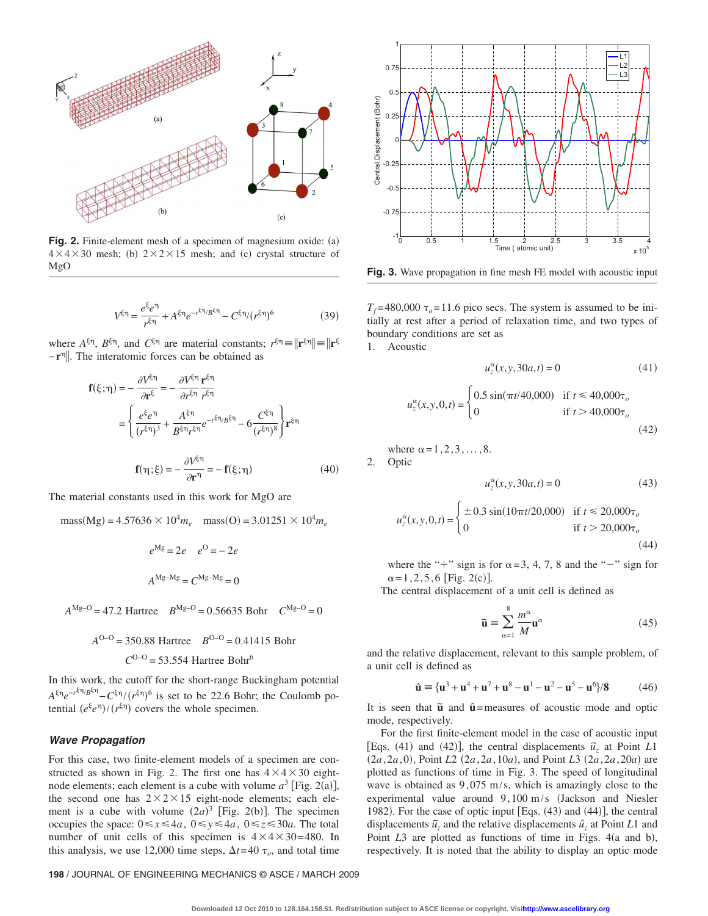Fig. 2. Finite-element mesh of a specimen of magnesium oxide: (a) $4\times4\times30$ mesh; (b) $2\times2\times15$ mesh; and (c) crystal structure of MgO

$$V^{\xi\eta} = \frac{e^{\xi}e^{\eta}}{r^{\xi\eta}} + A^{\xi\eta}e^{-r^{\xi\eta}/B^{\xi\eta}} - C^{\xi\eta}/(r^{\xi\eta})^6 \tag{39}$$

where $A^{\xi\eta}$, $B^{\xi\eta}$, and $C^{\xi\eta}$ are material constants; $r^{\xi\eta} \equiv \|\mathbf{r}^{\xi\eta}\| \equiv \|\mathbf{r}^{\xi} - \mathbf{r}^{\eta}\|$. The interatomic forces can be obtained as

$$\mathbf{f}(\xi;\eta) = -\frac{\partial V^{\xi\eta}}{\partial \mathbf{r}^{\xi}} = -\frac{\partial V^{\xi\eta}}{\partial r^{\xi\eta}}\frac{\mathbf{r}^{\xi\eta}}{r^{\xi\eta}} = \left\{\frac{e^{\xi}e^{\eta}}{(r^{\xi\eta})^3} + \frac{A^{\xi\eta}}{B^{\xi\eta}r^{\xi\eta}}e^{-r^{\xi\eta}/B^{\xi\eta}} - 6\frac{C^{\xi\eta}}{(r^{\xi\eta})^8}\right\}\mathbf{r}^{\xi\eta}$$

$$\mathbf{f}(\eta;\xi) = -\frac{\partial V^{\xi\eta}}{\partial \mathbf{r}^{\eta}} = -\mathbf{f}(\xi;\eta) \tag{40}$$

The material constants used in this work for MgO are

$$\text{mass(Mg)} = 4.57636 \times 10^4 m_e \quad \text{mass(O)} = 3.01251 \times 10^4 m_e$$

$$e^{\text{Mg}} = 2e \quad e^{\text{O}} = -2e$$

$$A^{\text{Mg–Mg}} = C^{\text{Mg–Mg}} = 0$$

$$A^{\text{Mg–O}} = 47.2 \text{ Hartree} \quad B^{\text{Mg–O}} = 0.56635 \text{ Bohr} \quad C^{\text{Mg–O}} = 0$$

$$A^{\text{O–O}} = 350.88 \text{ Hartree} \quad B^{\text{O–O}} = 0.41415 \text{ Bohr}$$

$$C^{\text{O–O}} = 53.554 \text{ Hartree Bohr}^6$$

In this work, the cutoff for the short-range Buckingham potential $A^{\xi\eta}e^{-r^{\xi\eta}/B^{\xi\eta}} - C^{\xi\eta}/(r^{\xi\eta})^6$ is set to be 22.6 Bohr; the Coulomb potential $(e^{\xi}e^{\eta})/(r^{\xi\eta})$ covers the whole specimen.

### Wave Propagation

For this case, two finite-element models of a specimen are constructed as shown in Fig. 2. The first one has $4\times4\times30$ eight-node elements; each element is a cube with volume $a^3$ [Fig. 2(a)], the second one has $2\times2\times15$ eight-node elements; each element is a cube with volume $(2a)^3$ [Fig. 2(b)]. The specimen occupies the space: $0 \le x \le 4a$, $0 \le y \le 4a$, $0 \le z \le 30a$. The total number of unit cells of this specimen is $4\times4\times30=480$. In this analysis, we use 12,000 time steps, $\Delta t = 40\,\tau_o$, and total time $T_f = 480{,}000\,\tau_o = 11.6$ pico secs. The system is assumed to be initially at rest after a period of relaxation time, and two types of boundary conditions are set as

Fig. 3. Wave propagation in fine mesh FE model with acoustic input

1. Acoustic

$$u_z^{\alpha}(x,y,30a,t) = 0 \tag{41}$$

$$u_z^{\alpha}(x,y,0,t) = \begin{cases} 0.5\sin(\pi t/40{,}000) & \text{if } t \le 40{,}000\tau_o \\ 0 & \text{if } t > 40{,}000\tau_o \end{cases} \tag{42}$$

where $\alpha = 1,2,3,\ldots,8$.

2. Optic

$$u_z^{\alpha}(x,y,30a,t) = 0 \tag{43}$$

$$u_z^{\alpha}(x,y,0,t) = \begin{cases} \pm 0.3\sin(10\pi t/20{,}000) & \text{if } t \le 20{,}000\tau_o \\ 0 & \text{if } t > 20{,}000\tau_o \end{cases} \tag{44}$$

where the "+" sign is for $\alpha = 3, 4, 7, 8$ and the "−" sign for $\alpha = 1,2,5,6$ [Fig. 2(c)].

The central displacement of a unit cell is defined as

$$\tilde{\mathbf{u}} \equiv \sum_{\alpha=1}^{8} \frac{m^{\alpha}}{M}\mathbf{u}^{\alpha} \tag{45}$$

and the relative displacement, relevant to this sample problem, of a unit cell is defined as

$$\hat{\mathbf{u}} \equiv \{\mathbf{u}^3 + \mathbf{u}^4 + \mathbf{u}^7 + \mathbf{u}^8 - \mathbf{u}^1 - \mathbf{u}^2 - \mathbf{u}^5 - \mathbf{u}^6\}/8 \tag{46}$$

It is seen that $\tilde{\mathbf{u}}$ and $\hat{\mathbf{u}}$=measures of acoustic mode and optic mode, respectively.

For the first finite-element model in the case of acoustic input [Eqs. (41) and (42)], the central displacements $\tilde{u}_z$ at Point $L1$ $(2a,2a,0)$, Point $L2$ $(2a,2a,10a)$, and Point $L3$ $(2a,2a,20a)$ are plotted as functions of time in Fig. 3. The speed of longitudinal wave is obtained as 9,075 m/s, which is amazingly close to the experimental value around 9,100 m/s (Jackson and Niesler 1982). For the case of optic input [Eqs. (43) and (44)], the central displacements $\tilde{u}_z$ and the relative displacements $\hat{u}_z$ at Point $L1$ and Point $L3$ are plotted as functions of time in Figs. 4(a and b), respectively. It is noted that the ability to display an optic mode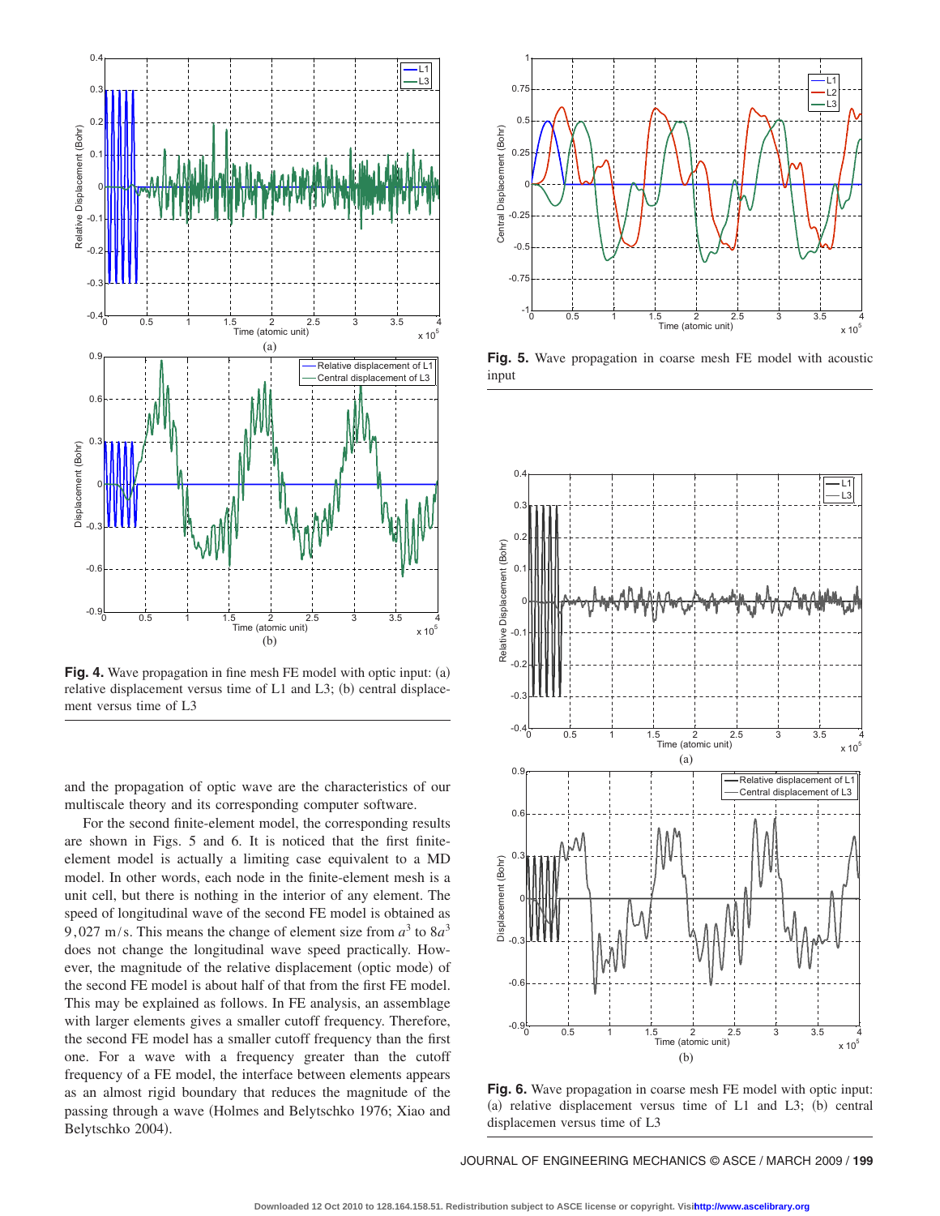**Fig. 4.** Wave propagation in fine mesh FE model with optic input: (a) relative displacement versus time of L1 and L3; (b) central displacement versus time of L3

and the propagation of optic wave are the characteristics of our multiscale theory and its corresponding computer software.

For the second finite-element model, the corresponding results are shown in Figs. 5 and 6. It is noticed that the first finite-element model is actually a limiting case equivalent to a MD model. In other words, each node in the finite-element mesh is a unit cell, but there is nothing in the interior of any element. The speed of longitudinal wave of the second FE model is obtained as 9,027 m/s. This means the change of element size from $a^3$ to $8a^3$ does not change the longitudinal wave speed practically. However, the magnitude of the relative displacement (optic mode) of the second FE model is about half of that from the first FE model. This may be explained as follows. In FE analysis, an assemblage with larger elements gives a smaller cutoff frequency. Therefore, the second FE model has a smaller cutoff frequency than the first one. For a wave with a frequency greater than the cutoff frequency of a FE model, the interface between elements appears as an almost rigid boundary that reduces the magnitude of the passing through a wave (Holmes and Belytschko 1976; Xiao and Belytschko 2004).

**Fig. 5.** Wave propagation in coarse mesh FE model with acoustic input

**Fig. 6.** Wave propagation in coarse mesh FE model with optic input: (a) relative displacement versus time of L1 and L3; (b) central displacemen versus time of L3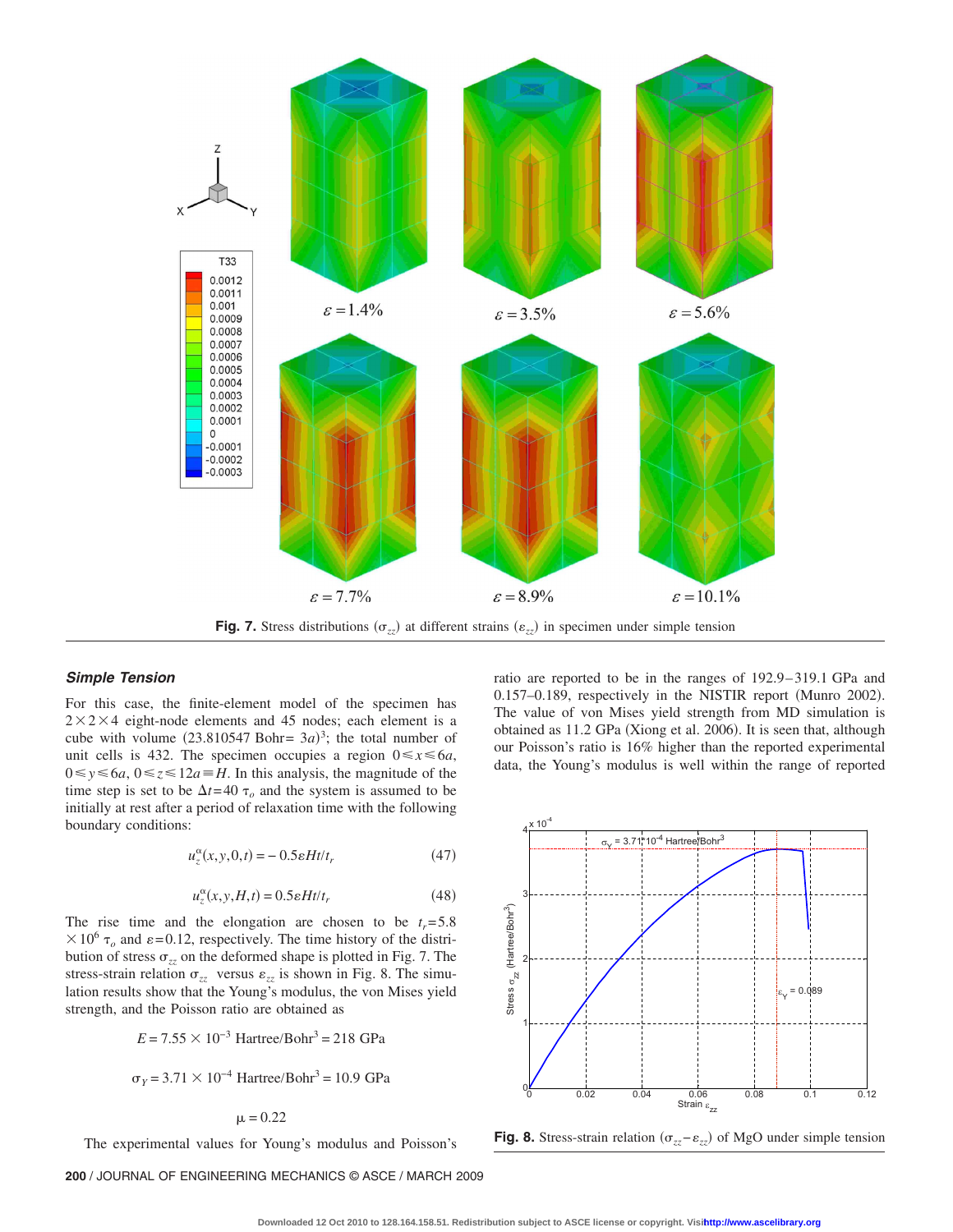Fig. 7. Stress distributions ($\sigma_{zz}$) at different strains ($\varepsilon_{zz}$) in specimen under simple tension

### Simple Tension

For this case, the finite-element model of the specimen has $2\times2\times4$ eight-node elements and 45 nodes; each element is a cube with volume $(23.810547 \text{ Bohr} = 3a)^3$; the total number of unit cells is 432. The specimen occupies a region $0\leq x\leq 6a$, $0\leq y\leq 6a$, $0\leq z\leq 12a\equiv H$. In this analysis, the magnitude of the time step is set to be $\Delta t=40\ \tau_o$ and the system is assumed to be initially at rest after a period of relaxation time with the following boundary conditions:

$$u_z^{\alpha}(x,y,0,t) = -0.5\varepsilon Ht/t_r \tag{47}$$

$$u_z^{\alpha}(x,y,H,t) = 0.5\varepsilon Ht/t_r \tag{48}$$

The rise time and the elongation are chosen to be $t_r=5.8\times10^6\ \tau_o$ and $\varepsilon=0.12$, respectively. The time history of the distribution of stress $\sigma_{zz}$ on the deformed shape is plotted in Fig. 7. The stress-strain relation $\sigma_{zz}$ versus $\varepsilon_{zz}$ is shown in Fig. 8. The simulation results show that the Young's modulus, the von Mises yield strength, and the Poisson ratio are obtained as

$$E = 7.55\times10^{-3}\ \text{Hartree/Bohr}^3 = 218\ \text{GPa}$$

$$\sigma_Y = 3.71\times10^{-4}\ \text{Hartree/Bohr}^3 = 10.9\ \text{GPa}$$

$$\mu = 0.22$$

The experimental values for Young's modulus and Poisson's ratio are reported to be in the ranges of 192.9–319.1 GPa and 0.157–0.189, respectively in the NISTIR report (Munro 2002). The value of von Mises yield strength from MD simulation is obtained as 11.2 GPa (Xiong et al. 2006). It is seen that, although our Poisson's ratio is 16% higher than the reported experimental data, the Young's modulus is well within the range of reported

Fig. 8. Stress-strain relation ($\sigma_{zz}-\varepsilon_{zz}$) of MgO under simple tension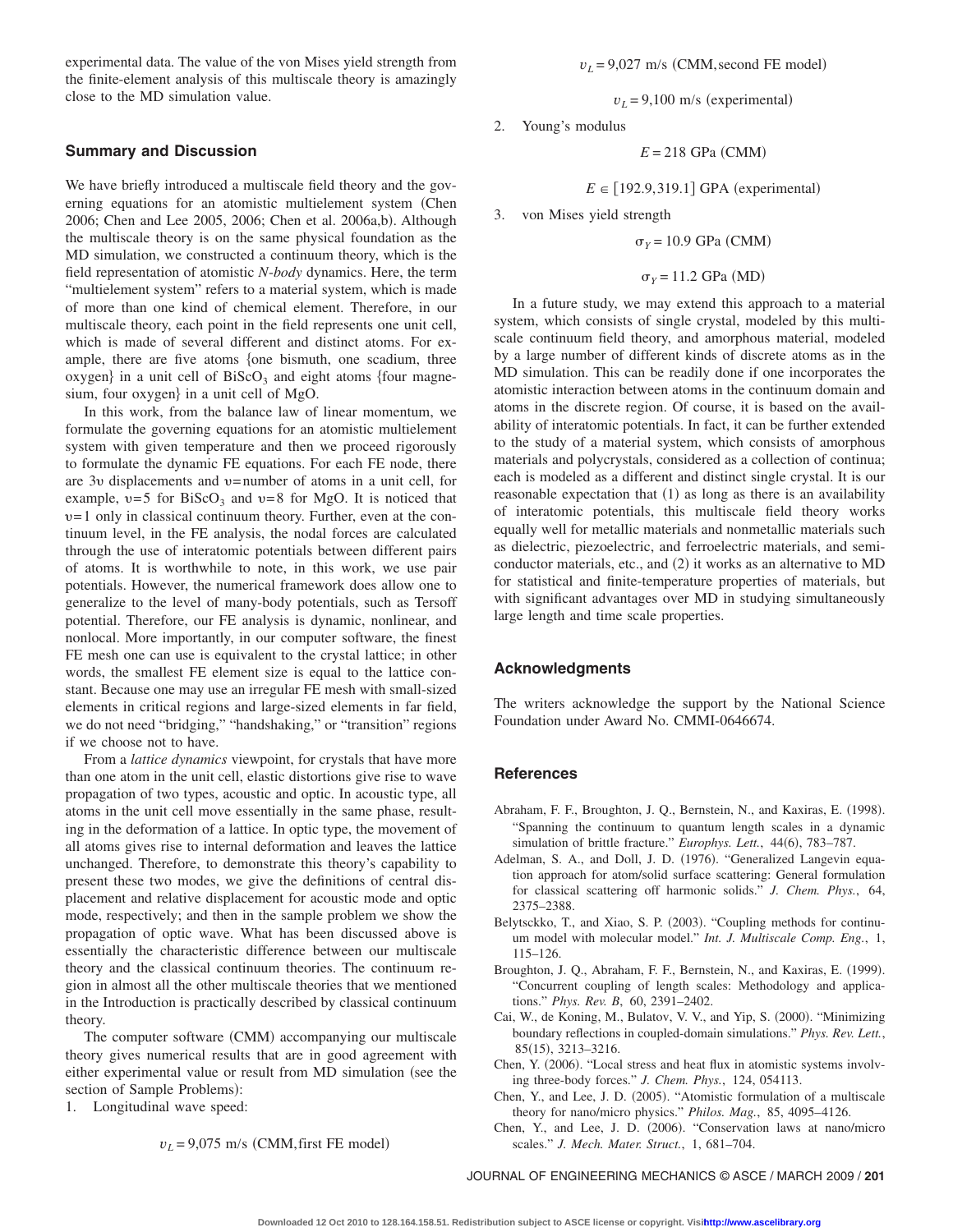experimental data. The value of the von Mises yield strength from the finite-element analysis of this multiscale theory is amazingly close to the MD simulation value.

## Summary and Discussion

We have briefly introduced a multiscale field theory and the governing equations for an atomistic multielement system (Chen 2006; Chen and Lee 2005, 2006; Chen et al. 2006a,b). Although the multiscale theory is on the same physical foundation as the MD simulation, we constructed a continuum theory, which is the field representation of atomistic *N-body* dynamics. Here, the term "multielement system" refers to a material system, which is made of more than one kind of chemical element. Therefore, in our multiscale theory, each point in the field represents one unit cell, which is made of several different and distinct atoms. For example, there are five atoms {one bismuth, one scadium, three oxygen} in a unit cell of $BiScO_3$ and eight atoms {four magnesium, four oxygen} in a unit cell of MgO.

In this work, from the balance law of linear momentum, we formulate the governing equations for an atomistic multielement system with given temperature and then we proceed rigorously to formulate the dynamic FE equations. For each FE node, there are $3\upsilon$ displacements and $\upsilon$=number of atoms in a unit cell, for example, $\upsilon=5$ for $BiScO_3$ and $\upsilon=8$ for MgO. It is noticed that $\upsilon=1$ only in classical continuum theory. Further, even at the continuum level, in the FE analysis, the nodal forces are calculated through the use of interatomic potentials between different pairs of atoms. It is worthwhile to note, in this work, we use pair potentials. However, the numerical framework does allow one to generalize to the level of many-body potentials, such as Tersoff potential. Therefore, our FE analysis is dynamic, nonlinear, and nonlocal. More importantly, in our computer software, the finest FE mesh one can use is equivalent to the crystal lattice; in other words, the smallest FE element size is equal to the lattice constant. Because one may use an irregular FE mesh with small-sized elements in critical regions and large-sized elements in far field, we do not need "bridging," "handshaking," or "transition" regions if we choose not to have.

From a *lattice dynamics* viewpoint, for crystals that have more than one atom in the unit cell, elastic distortions give rise to wave propagation of two types, acoustic and optic. In acoustic type, all atoms in the unit cell move essentially in the same phase, resulting in the deformation of a lattice. In optic type, the movement of all atoms gives rise to internal deformation and leaves the lattice unchanged. Therefore, to demonstrate this theory's capability to present these two modes, we give the definitions of central displacement and relative displacement for acoustic mode and optic mode, respectively; and then in the sample problem we show the propagation of optic wave. What has been discussed above is essentially the characteristic difference between our multiscale theory and the classical continuum theories. The continuum region in almost all the other multiscale theories that we mentioned in the Introduction is practically described by classical continuum theory.

The computer software (CMM) accompanying our multiscale theory gives numerical results that are in good agreement with either experimental value or result from MD simulation (see the section of Sample Problems):

1. Longitudinal wave speed:

$$v_L = 9{,}075 \text{ m/s (CMM, first FE model)}$$

$$v_L = 9{,}027 \text{ m/s (CMM, second FE model)}$$

$$v_L = 9{,}100 \text{ m/s (experimental)}$$

2. Young's modulus

$$E = 218 \text{ GPa (CMM)}$$

$$E \in [192.9, 319.1] \text{ GPA (experimental)}$$

3. von Mises yield strength

$$\sigma_Y = 10.9 \text{ GPa (CMM)}$$

$$\sigma_Y = 11.2 \text{ GPa (MD)}$$

In a future study, we may extend this approach to a material system, which consists of single crystal, modeled by this multiscale continuum field theory, and amorphous material, modeled by a large number of different kinds of discrete atoms as in the MD simulation. This can be readily done if one incorporates the atomistic interaction between atoms in the continuum domain and atoms in the discrete region. Of course, it is based on the availability of interatomic potentials. In fact, it can be further extended to the study of a material system, which consists of amorphous materials and polycrystals, considered as a collection of continua; each is modeled as a different and distinct single crystal. It is our reasonable expectation that (1) as long as there is an availability of interatomic potentials, this multiscale field theory works equally well for metallic materials and nonmetallic materials such as dielectric, piezoelectric, and ferroelectric materials, and semiconductor materials, etc., and (2) it works as an alternative to MD for statistical and finite-temperature properties of materials, but with significant advantages over MD in studying simultaneously large length and time scale properties.

## Acknowledgments

The writers acknowledge the support by the National Science Foundation under Award No. CMMI-0646674.

## References

Abraham, F. F., Broughton, J. Q., Bernstein, N., and Kaxiras, E. (1998). "Spanning the continuum to quantum length scales in a dynamic simulation of brittle fracture." *Europhys. Lett.*, 44(6), 783–787.

Adelman, S. A., and Doll, J. D. (1976). "Generalized Langevin equation approach for atom/solid surface scattering: General formulation for classical scattering off harmonic solids." *J. Chem. Phys.*, 64, 2375–2388.

Belytsckko, T., and Xiao, S. P. (2003). "Coupling methods for continuum model with molecular model." *Int. J. Multiscale Comp. Eng.*, 1, 115–126.

Broughton, J. Q., Abraham, F. F., Bernstein, N., and Kaxiras, E. (1999). "Concurrent coupling of length scales: Methodology and applications." *Phys. Rev. B*, 60, 2391–2402.

Cai, W., de Koning, M., Bulatov, V. V., and Yip, S. (2000). "Minimizing boundary reflections in coupled-domain simulations." *Phys. Rev. Lett.*, 85(15), 3213–3216.

Chen, Y. (2006). "Local stress and heat flux in atomistic systems involving three-body forces." *J. Chem. Phys.*, 124, 054113.

Chen, Y., and Lee, J. D. (2005). "Atomistic formulation of a multiscale theory for nano/micro physics." *Philos. Mag.*, 85, 4095–4126.

Chen, Y., and Lee, J. D. (2006). "Conservation laws at nano/micro scales." *J. Mech. Mater. Struct.*, 1, 681–704.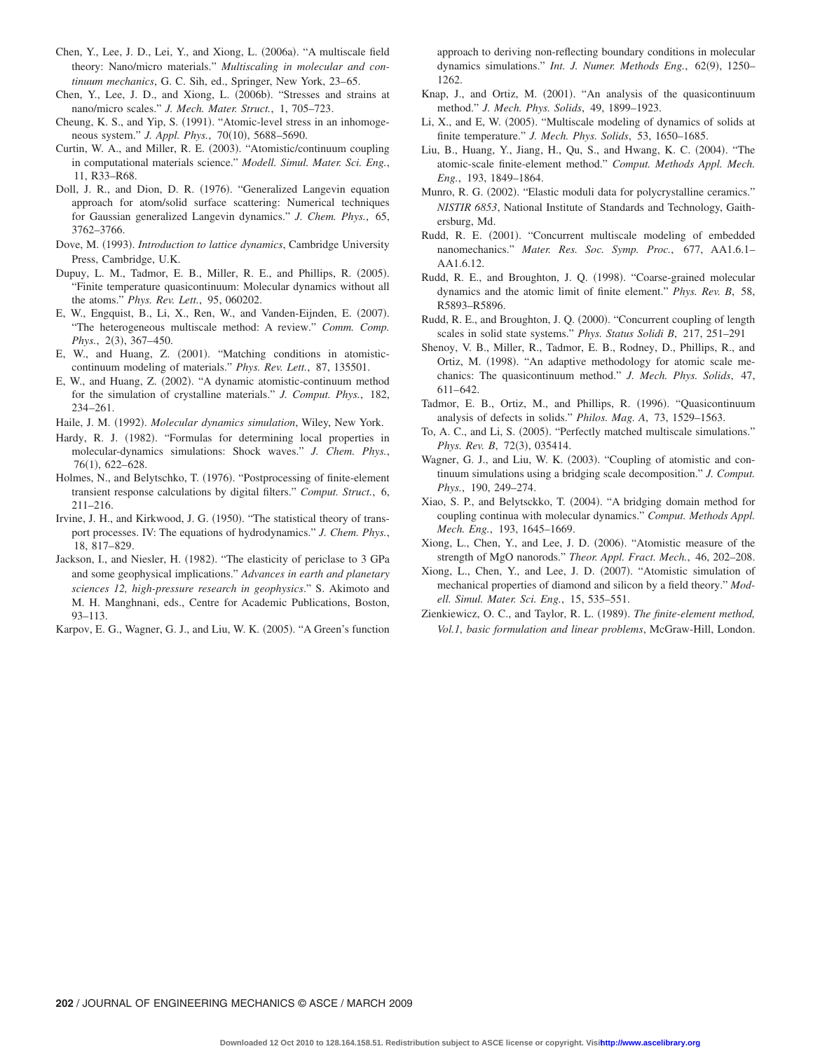Chen, Y., Lee, J. D., Lei, Y., and Xiong, L. (2006a). "A multiscale field theory: Nano/micro materials." *Multiscaling in molecular and continuum mechanics*, G. C. Sih, ed., Springer, New York, 23–65.

Chen, Y., Lee, J. D., and Xiong, L. (2006b). "Stresses and strains at nano/micro scales." *J. Mech. Mater. Struct.*, 1, 705–723.

Cheung, K. S., and Yip, S. (1991). "Atomic-level stress in an inhomogeneous system." *J. Appl. Phys.*, 70(10), 5688–5690.

Curtin, W. A., and Miller, R. E. (2003). "Atomistic/continuum coupling in computational materials science." *Modell. Simul. Mater. Sci. Eng.*, 11, R33–R68.

Doll, J. R., and Dion, D. R. (1976). "Generalized Langevin equation approach for atom/solid surface scattering: Numerical techniques for Gaussian generalized Langevin dynamics." *J. Chem. Phys.*, 65, 3762–3766.

Dove, M. (1993). *Introduction to lattice dynamics*, Cambridge University Press, Cambridge, U.K.

Dupuy, L. M., Tadmor, E. B., Miller, R. E., and Phillips, R. (2005). "Finite temperature quasicontinuum: Molecular dynamics without all the atoms." *Phys. Rev. Lett.*, 95, 060202.

E, W., Engquist, B., Li, X., Ren, W., and Vanden-Eijnden, E. (2007). "The heterogeneous multiscale method: A review." *Comm. Comp. Phys.*, 2(3), 367–450.

E, W., and Huang, Z. (2001). "Matching conditions in atomistic-continuum modeling of materials." *Phys. Rev. Lett.*, 87, 135501.

E, W., and Huang, Z. (2002). "A dynamic atomistic-continuum method for the simulation of crystalline materials." *J. Comput. Phys.*, 182, 234–261.

Haile, J. M. (1992). *Molecular dynamics simulation*, Wiley, New York.

Hardy, R. J. (1982). "Formulas for determining local properties in molecular-dynamics simulations: Shock waves." *J. Chem. Phys.*, 76(1), 622–628.

Holmes, N., and Belytschko, T. (1976). "Postprocessing of finite-element transient response calculations by digital filters." *Comput. Struct.*, 6, 211–216.

Irvine, J. H., and Kirkwood, J. G. (1950). "The statistical theory of transport processes. IV: The equations of hydrodynamics." *J. Chem. Phys.*, 18, 817–829.

Jackson, I., and Niesler, H. (1982). "The elasticity of periclase to 3 GPa and some geophysical implications." *Advances in earth and planetary sciences 12, high-pressure research in geophysics*." S. Akimoto and M. H. Manghnani, eds., Centre for Academic Publications, Boston, 93–113.

Karpov, E. G., Wagner, G. J., and Liu, W. K. (2005). "A Green's function approach to deriving non-reflecting boundary conditions in molecular dynamics simulations." *Int. J. Numer. Methods Eng.*, 62(9), 1250–1262.

Knap, J., and Ortiz, M. (2001). "An analysis of the quasicontinuum method." *J. Mech. Phys. Solids*, 49, 1899–1923.

Li, X., and E, W. (2005). "Multiscale modeling of dynamics of solids at finite temperature." *J. Mech. Phys. Solids*, 53, 1650–1685.

Liu, B., Huang, Y., Jiang, H., Qu, S., and Hwang, K. C. (2004). "The atomic-scale finite-element method." *Comput. Methods Appl. Mech. Eng.*, 193, 1849–1864.

Munro, R. G. (2002). "Elastic moduli data for polycrystalline ceramics." *NISTIR 6853*, National Institute of Standards and Technology, Gaithersburg, Md.

Rudd, R. E. (2001). "Concurrent multiscale modeling of embedded nanomechanics." *Mater. Res. Soc. Symp. Proc.*, 677, AA1.6.1–AA1.6.12.

Rudd, R. E., and Broughton, J. Q. (1998). "Coarse-grained molecular dynamics and the atomic limit of finite element." *Phys. Rev. B*, 58, R5893–R5896.

Rudd, R. E., and Broughton, J. Q. (2000). "Concurrent coupling of length scales in solid state systems." *Phys. Status Solidi B*, 217, 251–291

Shenoy, V. B., Miller, R., Tadmor, E. B., Rodney, D., Phillips, R., and Ortiz, M. (1998). "An adaptive methodology for atomic scale mechanics: The quasicontinuum method." *J. Mech. Phys. Solids*, 47, 611–642.

Tadmor, E. B., Ortiz, M., and Phillips, R. (1996). "Quasicontinuum analysis of defects in solids." *Philos. Mag. A*, 73, 1529–1563.

To, A. C., and Li, S. (2005). "Perfectly matched multiscale simulations." *Phys. Rev. B*, 72(3), 035414.

Wagner, G. J., and Liu, W. K. (2003). "Coupling of atomistic and continuum simulations using a bridging scale decomposition." *J. Comput. Phys.*, 190, 249–274.

Xiao, S. P., and Belytsckko, T. (2004). "A bridging domain method for coupling continua with molecular dynamics." *Comput. Methods Appl. Mech. Eng.*, 193, 1645–1669.

Xiong, L., Chen, Y., and Lee, J. D. (2006). "Atomistic measure of the strength of MgO nanorods." *Theor. Appl. Fract. Mech.*, 46, 202–208.

Xiong, L., Chen, Y., and Lee, J. D. (2007). "Atomistic simulation of mechanical properties of diamond and silicon by a field theory." *Modell. Simul. Mater. Sci. Eng.*, 15, 535–551.

Zienkiewicz, O. C., and Taylor, R. L. (1989). *The finite-element method, Vol.1, basic formulation and linear problems*, McGraw-Hill, London.